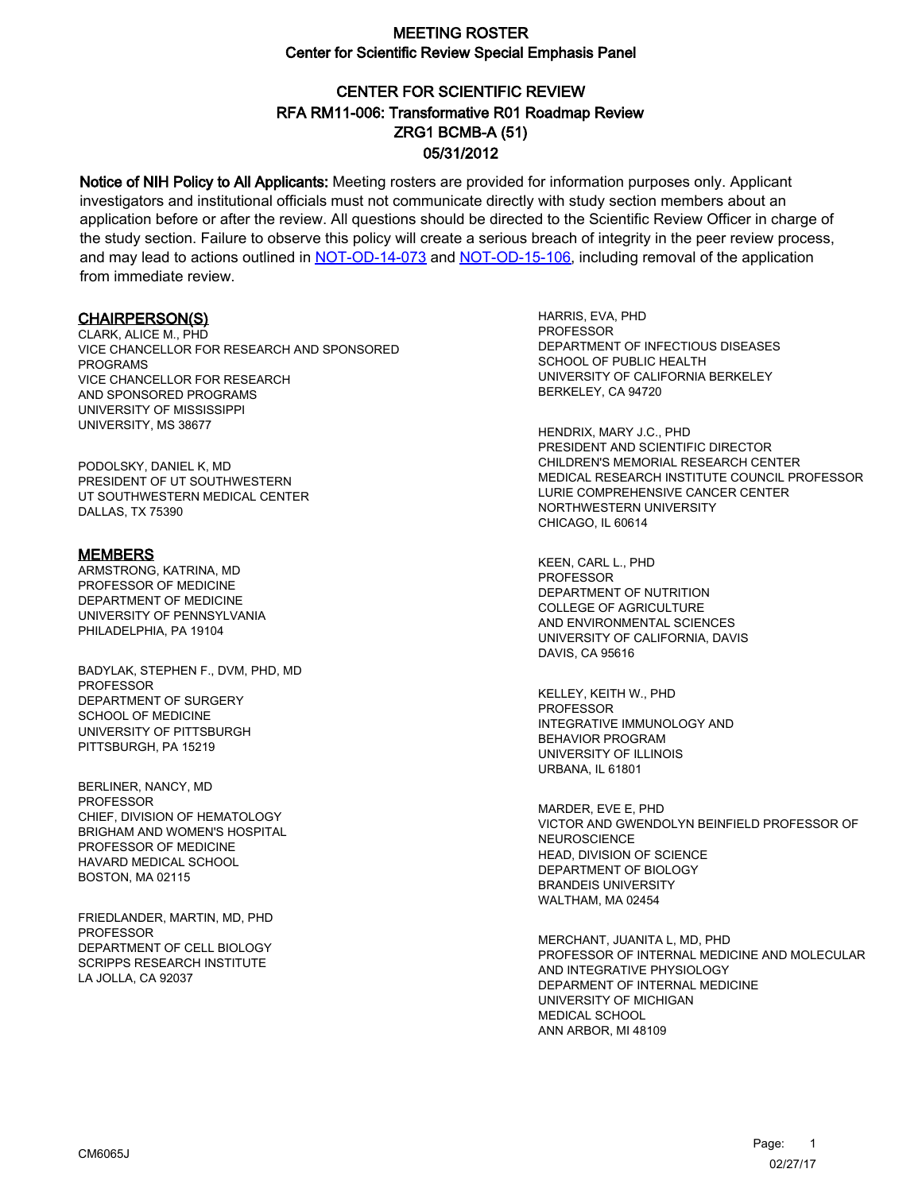# MEETING ROSTER
## Center for Scientific Review Special Emphasis Panel

## CENTER FOR SCIENTIFIC REVIEW
## RFA RM11-006: Transformative R01 Roadmap Review
## ZRG1 BCMB-A (51)
## 05/31/2012

**Notice of NIH Policy to All Applicants:** Meeting rosters are provided for information purposes only. Applicant investigators and institutional officials must not communicate directly with study section members about an application before or after the review. All questions should be directed to the Scientific Review Officer in charge of the study section. Failure to observe this policy will create a serious breach of integrity in the peer review process, and may lead to actions outlined in NOT-OD-14-073 and NOT-OD-15-106, including removal of the application from immediate review.

### CHAIRPERSON(S)

CLARK, ALICE M., PHD
VICE CHANCELLOR FOR RESEARCH AND SPONSORED PROGRAMS
VICE CHANCELLOR FOR RESEARCH
AND SPONSORED PROGRAMS
UNIVERSITY OF MISSISSIPPI
UNIVERSITY, MS 38677

PODOLSKY, DANIEL K, MD
PRESIDENT OF UT SOUTHWESTERN
UT SOUTHWESTERN MEDICAL CENTER
DALLAS, TX 75390

### MEMBERS

ARMSTRONG, KATRINA, MD
PROFESSOR OF MEDICINE
DEPARTMENT OF MEDICINE
UNIVERSITY OF PENNSYLVANIA
PHILADELPHIA, PA 19104

BADYLAK, STEPHEN F., DVM, PHD, MD
PROFESSOR
DEPARTMENT OF SURGERY
SCHOOL OF MEDICINE
UNIVERSITY OF PITTSBURGH
PITTSBURGH, PA 15219

BERLINER, NANCY, MD
PROFESSOR
CHIEF, DIVISION OF HEMATOLOGY
BRIGHAM AND WOMEN'S HOSPITAL
PROFESSOR OF MEDICINE
HAVARD MEDICAL SCHOOL
BOSTON, MA 02115

FRIEDLANDER, MARTIN, MD, PHD
PROFESSOR
DEPARTMENT OF CELL BIOLOGY
SCRIPPS RESEARCH INSTITUTE
LA JOLLA, CA 92037

HARRIS, EVA, PHD
PROFESSOR
DEPARTMENT OF INFECTIOUS DISEASES
SCHOOL OF PUBLIC HEALTH
UNIVERSITY OF CALIFORNIA BERKELEY
BERKELEY, CA 94720

HENDRIX, MARY J.C., PHD
PRESIDENT AND SCIENTIFIC DIRECTOR
CHILDREN'S MEMORIAL RESEARCH CENTER
MEDICAL RESEARCH INSTITUTE COUNCIL PROFESSOR
LURIE COMPREHENSIVE CANCER CENTER
NORTHWESTERN UNIVERSITY
CHICAGO, IL 60614

KEEN, CARL L., PHD
PROFESSOR
DEPARTMENT OF NUTRITION
COLLEGE OF AGRICULTURE
AND ENVIRONMENTAL SCIENCES
UNIVERSITY OF CALIFORNIA, DAVIS
DAVIS, CA 95616

KELLEY, KEITH W., PHD
PROFESSOR
INTEGRATIVE IMMUNOLOGY AND
BEHAVIOR PROGRAM
UNIVERSITY OF ILLINOIS
URBANA, IL 61801

MARDER, EVE E, PHD
VICTOR AND GWENDOLYN BEINFIELD PROFESSOR OF NEUROSCIENCE
HEAD, DIVISION OF SCIENCE
DEPARTMENT OF BIOLOGY
BRANDEIS UNIVERSITY
WALTHAM, MA 02454

MERCHANT, JUANITA L, MD, PHD
PROFESSOR OF INTERNAL MEDICINE AND MOLECULAR AND INTEGRATIVE PHYSIOLOGY
DEPARMENT OF INTERNAL MEDICINE
UNIVERSITY OF MICHIGAN
MEDICAL SCHOOL
ANN ARBOR, MI 48109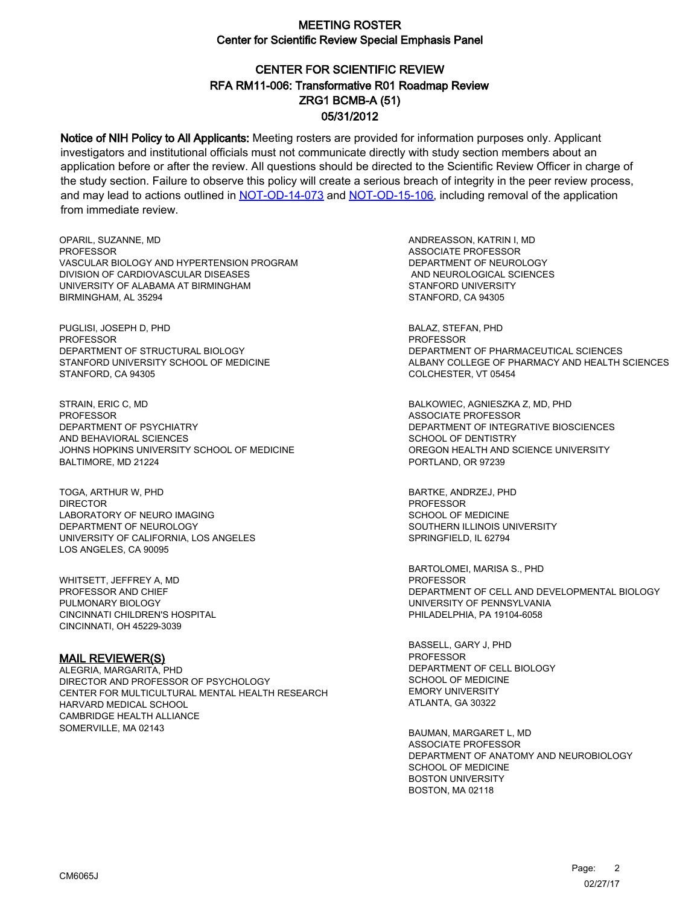# MEETING ROSTER
## Center for Scientific Review Special Emphasis Panel

## CENTER FOR SCIENTIFIC REVIEW
## RFA RM11-006: Transformative R01 Roadmap Review
## ZRG1 BCMB-A (51)
## 05/31/2012

**Notice of NIH Policy to All Applicants:** Meeting rosters are provided for information purposes only. Applicant investigators and institutional officials must not communicate directly with study section members about an application before or after the review. All questions should be directed to the Scientific Review Officer in charge of the study section. Failure to observe this policy will create a serious breach of integrity in the peer review process, and may lead to actions outlined in [NOT-OD-14-073](NOT-OD-14-073) and [NOT-OD-15-106](NOT-OD-15-106), including removal of the application from immediate review.

OPARIL, SUZANNE, MD
PROFESSOR
VASCULAR BIOLOGY AND HYPERTENSION PROGRAM
DIVISION OF CARDIOVASCULAR DISEASES
UNIVERSITY OF ALABAMA AT BIRMINGHAM
BIRMINGHAM, AL 35294

PUGLISI, JOSEPH D, PHD
PROFESSOR
DEPARTMENT OF STRUCTURAL BIOLOGY
STANFORD UNIVERSITY SCHOOL OF MEDICINE
STANFORD, CA 94305

STRAIN, ERIC C, MD
PROFESSOR
DEPARTMENT OF PSYCHIATRY
AND BEHAVIORAL SCIENCES
JOHNS HOPKINS UNIVERSITY SCHOOL OF MEDICINE
BALTIMORE, MD 21224

TOGA, ARTHUR W, PHD
DIRECTOR
LABORATORY OF NEURO IMAGING
DEPARTMENT OF NEUROLOGY
UNIVERSITY OF CALIFORNIA, LOS ANGELES
LOS ANGELES, CA 90095

WHITSETT, JEFFREY A, MD
PROFESSOR AND CHIEF
PULMONARY BIOLOGY
CINCINNATI CHILDREN'S HOSPITAL
CINCINNATI, OH 45229-3039

### MAIL REVIEWER(S)

ALEGRIA, MARGARITA, PHD
DIRECTOR AND PROFESSOR OF PSYCHOLOGY
CENTER FOR MULTICULTURAL MENTAL HEALTH RESEARCH
HARVARD MEDICAL SCHOOL
CAMBRIDGE HEALTH ALLIANCE
SOMERVILLE, MA 02143

ANDREASSON, KATRIN I, MD
ASSOCIATE PROFESSOR
DEPARTMENT OF NEUROLOGY
AND NEUROLOGICAL SCIENCES
STANFORD UNIVERSITY
STANFORD, CA 94305

BALAZ, STEFAN, PHD
PROFESSOR
DEPARTMENT OF PHARMACEUTICAL SCIENCES
ALBANY COLLEGE OF PHARMACY AND HEALTH SCIENCES
COLCHESTER, VT 05454

BALKOWIEC, AGNIESZKA Z, MD, PHD
ASSOCIATE PROFESSOR
DEPARTMENT OF INTEGRATIVE BIOSCIENCES
SCHOOL OF DENTISTRY
OREGON HEALTH AND SCIENCE UNIVERSITY
PORTLAND, OR 97239

BARTKE, ANDRZEJ, PHD
PROFESSOR
SCHOOL OF MEDICINE
SOUTHERN ILLINOIS UNIVERSITY
SPRINGFIELD, IL 62794

BARTOLOMEI, MARISA S., PHD
PROFESSOR
DEPARTMENT OF CELL AND DEVELOPMENTAL BIOLOGY
UNIVERSITY OF PENNSYLVANIA
PHILADELPHIA, PA 19104-6058

BASSELL, GARY J, PHD
PROFESSOR
DEPARTMENT OF CELL BIOLOGY
SCHOOL OF MEDICINE
EMORY UNIVERSITY
ATLANTA, GA 30322

BAUMAN, MARGARET L, MD
ASSOCIATE PROFESSOR
DEPARTMENT OF ANATOMY AND NEUROBIOLOGY
SCHOOL OF MEDICINE
BOSTON UNIVERSITY
BOSTON, MA 02118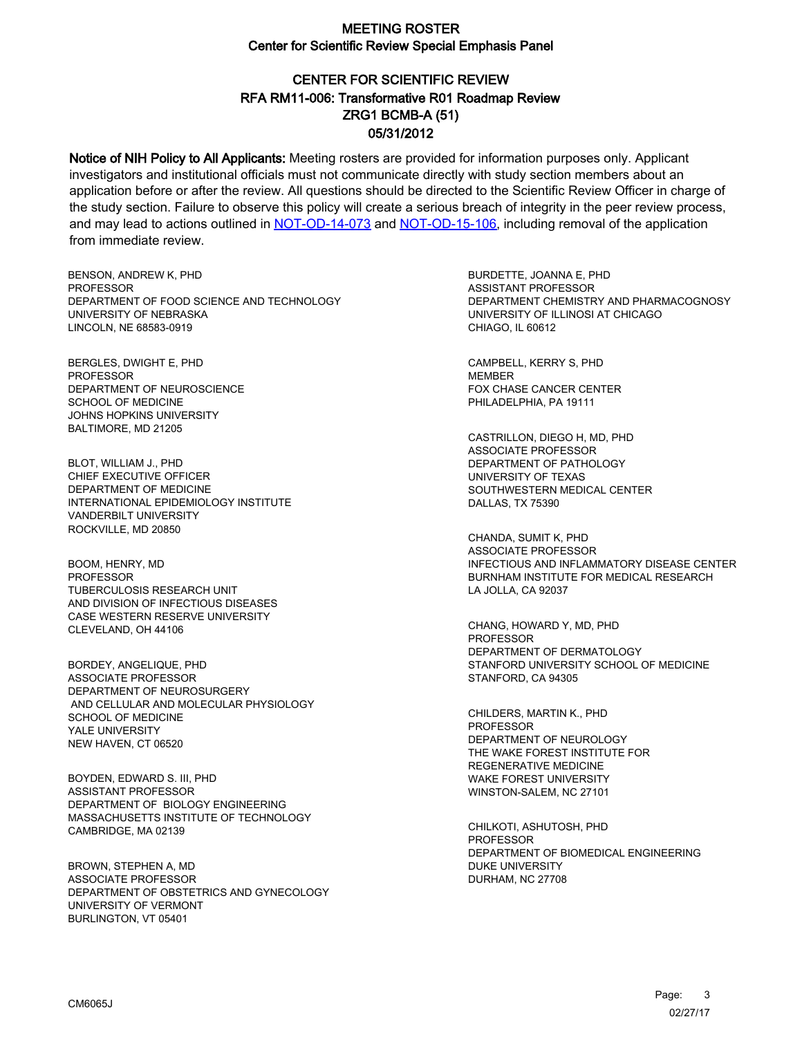# MEETING ROSTER
## Center for Scientific Review Special Emphasis Panel

## CENTER FOR SCIENTIFIC REVIEW
## RFA RM11-006: Transformative R01 Roadmap Review
## ZRG1 BCMB-A (51)
## 05/31/2012

**Notice of NIH Policy to All Applicants:** Meeting rosters are provided for information purposes only. Applicant investigators and institutional officials must not communicate directly with study section members about an application before or after the review. All questions should be directed to the Scientific Review Officer in charge of the study section. Failure to observe this policy will create a serious breach of integrity in the peer review process, and may lead to actions outlined in [NOT-OD-14-073] and [NOT-OD-15-106], including removal of the application from immediate review.

BENSON, ANDREW K, PHD
PROFESSOR
DEPARTMENT OF FOOD SCIENCE AND TECHNOLOGY
UNIVERSITY OF NEBRASKA
LINCOLN, NE 68583-0919

BERGLES, DWIGHT E, PHD
PROFESSOR
DEPARTMENT OF NEUROSCIENCE
SCHOOL OF MEDICINE
JOHNS HOPKINS UNIVERSITY
BALTIMORE, MD 21205

BLOT, WILLIAM J., PHD
CHIEF EXECUTIVE OFFICER
DEPARTMENT OF MEDICINE
INTERNATIONAL EPIDEMIOLOGY INSTITUTE
VANDERBILT UNIVERSITY
ROCKVILLE, MD 20850

BOOM, HENRY, MD
PROFESSOR
TUBERCULOSIS RESEARCH UNIT
AND DIVISION OF INFECTIOUS DISEASES
CASE WESTERN RESERVE UNIVERSITY
CLEVELAND, OH 44106

BORDEY, ANGELIQUE, PHD
ASSOCIATE PROFESSOR
DEPARTMENT OF NEUROSURGERY
AND CELLULAR AND MOLECULAR PHYSIOLOGY
SCHOOL OF MEDICINE
YALE UNIVERSITY
NEW HAVEN, CT 06520

BOYDEN, EDWARD S. III, PHD
ASSISTANT PROFESSOR
DEPARTMENT OF BIOLOGY ENGINEERING
MASSACHUSETTS INSTITUTE OF TECHNOLOGY
CAMBRIDGE, MA 02139

BROWN, STEPHEN A, MD
ASSOCIATE PROFESSOR
DEPARTMENT OF OBSTETRICS AND GYNECOLOGY
UNIVERSITY OF VERMONT
BURLINGTON, VT 05401

BURDETTE, JOANNA E, PHD
ASSISTANT PROFESSOR
DEPARTMENT CHEMISTRY AND PHARMACOGNOSY
UNIVERSITY OF ILLINOSI AT CHICAGO
CHIAGO, IL 60612

CAMPBELL, KERRY S, PHD
MEMBER
FOX CHASE CANCER CENTER
PHILADELPHIA, PA 19111

CASTRILLON, DIEGO H, MD, PHD
ASSOCIATE PROFESSOR
DEPARTMENT OF PATHOLOGY
UNIVERSITY OF TEXAS
SOUTHWESTERN MEDICAL CENTER
DALLAS, TX 75390

CHANDA, SUMIT K, PHD
ASSOCIATE PROFESSOR
INFECTIOUS AND INFLAMMATORY DISEASE CENTER
BURNHAM INSTITUTE FOR MEDICAL RESEARCH
LA JOLLA, CA 92037

CHANG, HOWARD Y, MD, PHD
PROFESSOR
DEPARTMENT OF DERMATOLOGY
STANFORD UNIVERSITY SCHOOL OF MEDICINE
STANFORD, CA 94305

CHILDERS, MARTIN K., PHD
PROFESSOR
DEPARTMENT OF NEUROLOGY
THE WAKE FOREST INSTITUTE FOR
REGENERATIVE MEDICINE
WAKE FOREST UNIVERSITY
WINSTON-SALEM, NC 27101

CHILKOTI, ASHUTOSH, PHD
PROFESSOR
DEPARTMENT OF BIOMEDICAL ENGINEERING
DUKE UNIVERSITY
DURHAM, NC 27708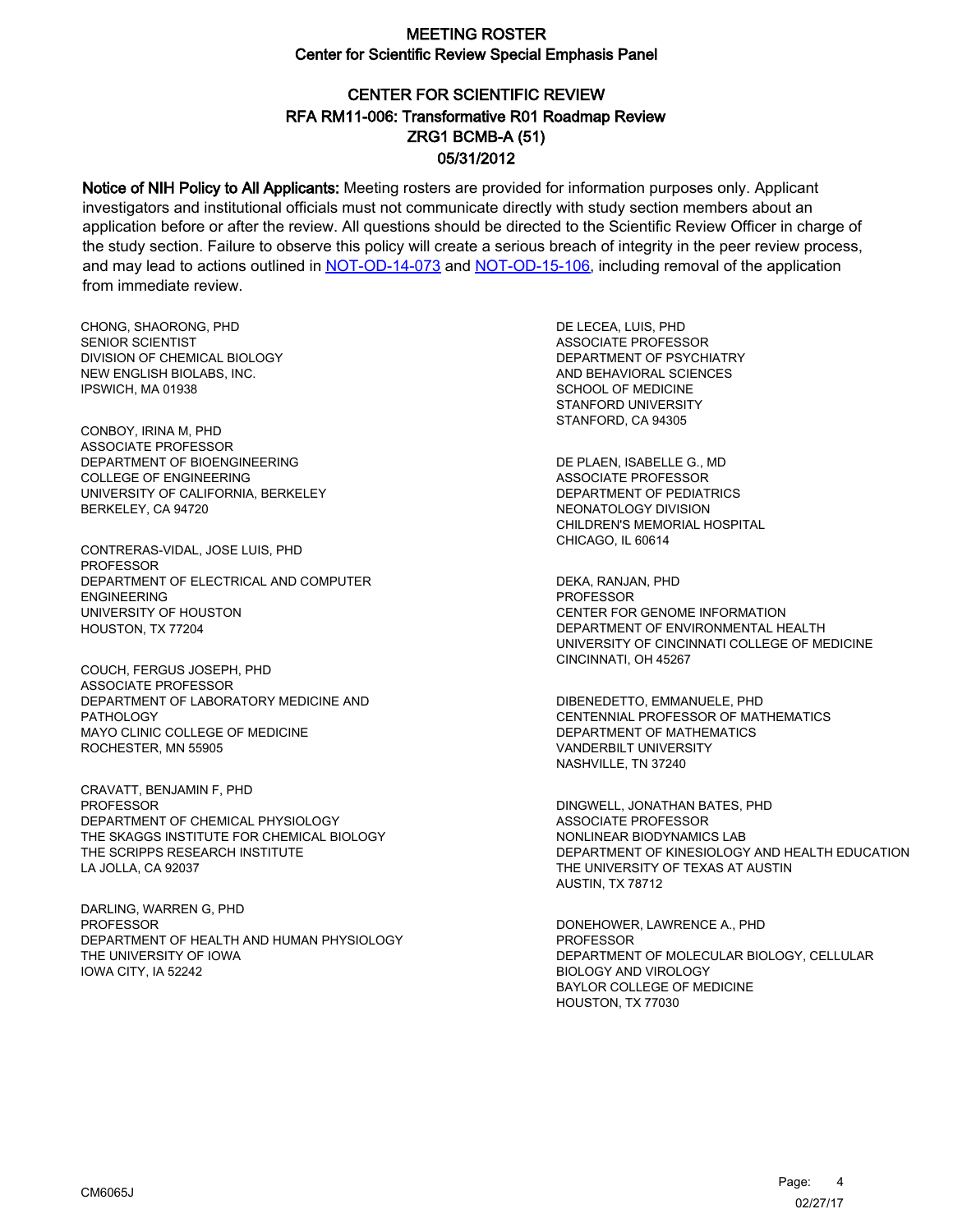# MEETING ROSTER
## Center for Scientific Review Special Emphasis Panel

## CENTER FOR SCIENTIFIC REVIEW
## RFA RM11-006: Transformative R01 Roadmap Review
## ZRG1 BCMB-A (51)
## 05/31/2012

**Notice of NIH Policy to All Applicants:** Meeting rosters are provided for information purposes only. Applicant investigators and institutional officials must not communicate directly with study section members about an application before or after the review. All questions should be directed to the Scientific Review Officer in charge of the study section. Failure to observe this policy will create a serious breach of integrity in the peer review process, and may lead to actions outlined in NOT-OD-14-073 and NOT-OD-15-106, including removal of the application from immediate review.

CHONG, SHAORONG, PHD
SENIOR SCIENTIST
DIVISION OF CHEMICAL BIOLOGY
NEW ENGLISH BIOLABS, INC.
IPSWICH, MA 01938

CONBOY, IRINA M, PHD
ASSOCIATE PROFESSOR
DEPARTMENT OF BIOENGINEERING
COLLEGE OF ENGINEERING
UNIVERSITY OF CALIFORNIA, BERKELEY
BERKELEY, CA 94720

CONTRERAS-VIDAL, JOSE LUIS, PHD
PROFESSOR
DEPARTMENT OF ELECTRICAL AND COMPUTER ENGINEERING
UNIVERSITY OF HOUSTON
HOUSTON, TX 77204

COUCH, FERGUS JOSEPH, PHD
ASSOCIATE PROFESSOR
DEPARTMENT OF LABORATORY MEDICINE AND PATHOLOGY
MAYO CLINIC COLLEGE OF MEDICINE
ROCHESTER, MN 55905

CRAVATT, BENJAMIN F, PHD
PROFESSOR
DEPARTMENT OF CHEMICAL PHYSIOLOGY
THE SKAGGS INSTITUTE FOR CHEMICAL BIOLOGY
THE SCRIPPS RESEARCH INSTITUTE
LA JOLLA, CA 92037

DARLING, WARREN G, PHD
PROFESSOR
DEPARTMENT OF HEALTH AND HUMAN PHYSIOLOGY
THE UNIVERSITY OF IOWA
IOWA CITY, IA 52242

DE LECEA, LUIS, PHD
ASSOCIATE PROFESSOR
DEPARTMENT OF PSYCHIATRY AND BEHAVIORAL SCIENCES
SCHOOL OF MEDICINE
STANFORD UNIVERSITY
STANFORD, CA 94305

DE PLAEN, ISABELLE G., MD
ASSOCIATE PROFESSOR
DEPARTMENT OF PEDIATRICS
NEONATOLOGY DIVISION
CHILDREN'S MEMORIAL HOSPITAL
CHICAGO, IL 60614

DEKA, RANJAN, PHD
PROFESSOR
CENTER FOR GENOME INFORMATION
DEPARTMENT OF ENVIRONMENTAL HEALTH
UNIVERSITY OF CINCINNATI COLLEGE OF MEDICINE
CINCINNATI, OH 45267

DIBENEDETTO, EMMANUELE, PHD
CENTENNIAL PROFESSOR OF MATHEMATICS
DEPARTMENT OF MATHEMATICS
VANDERBILT UNIVERSITY
NASHVILLE, TN 37240

DINGWELL, JONATHAN BATES, PHD
ASSOCIATE PROFESSOR
NONLINEAR BIODYNAMICS LAB
DEPARTMENT OF KINESIOLOGY AND HEALTH EDUCATION
THE UNIVERSITY OF TEXAS AT AUSTIN
AUSTIN, TX 78712

DONEHOWER, LAWRENCE A., PHD
PROFESSOR
DEPARTMENT OF MOLECULAR BIOLOGY, CELLULAR BIOLOGY AND VIROLOGY
BAYLOR COLLEGE OF MEDICINE
HOUSTON, TX 77030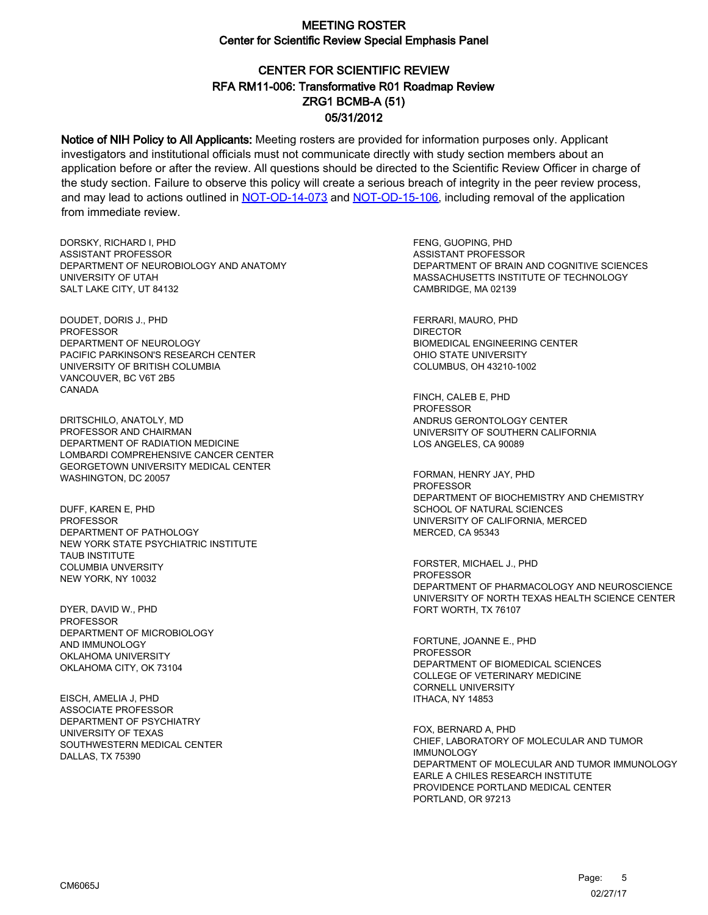# MEETING ROSTER
## Center for Scientific Review Special Emphasis Panel

## CENTER FOR SCIENTIFIC REVIEW
## RFA RM11-006: Transformative R01 Roadmap Review
## ZRG1 BCMB-A (51)
## 05/31/2012

**Notice of NIH Policy to All Applicants:** Meeting rosters are provided for information purposes only. Applicant investigators and institutional officials must not communicate directly with study section members about an application before or after the review. All questions should be directed to the Scientific Review Officer in charge of the study section. Failure to observe this policy will create a serious breach of integrity in the peer review process, and may lead to actions outlined in NOT-OD-14-073 and NOT-OD-15-106, including removal of the application from immediate review.

DORSKY, RICHARD I, PHD
ASSISTANT PROFESSOR
DEPARTMENT OF NEUROBIOLOGY AND ANATOMY
UNIVERSITY OF UTAH
SALT LAKE CITY, UT 84132

DOUDET, DORIS J., PHD
PROFESSOR
DEPARTMENT OF NEUROLOGY
PACIFIC PARKINSON'S RESEARCH CENTER
UNIVERSITY OF BRITISH COLUMBIA
VANCOUVER, BC V6T 2B5
CANADA

DRITSCHILO, ANATOLY, MD
PROFESSOR AND CHAIRMAN
DEPARTMENT OF RADIATION MEDICINE
LOMBARDI COMPREHENSIVE CANCER CENTER
GEORGETOWN UNIVERSITY MEDICAL CENTER
WASHINGTON, DC 20057

DUFF, KAREN E, PHD
PROFESSOR
DEPARTMENT OF PATHOLOGY
NEW YORK STATE PSYCHIATRIC INSTITUTE
TAUB INSTITUTE
COLUMBIA UNVERSITY
NEW YORK, NY 10032

DYER, DAVID W., PHD
PROFESSOR
DEPARTMENT OF MICROBIOLOGY
AND IMMUNOLOGY
OKLAHOMA UNIVERSITY
OKLAHOMA CITY, OK 73104

EISCH, AMELIA J, PHD
ASSOCIATE PROFESSOR
DEPARTMENT OF PSYCHIATRY
UNIVERSITY OF TEXAS
SOUTHWESTERN MEDICAL CENTER
DALLAS, TX 75390

FENG, GUOPING, PHD
ASSISTANT PROFESSOR
DEPARTMENT OF BRAIN AND COGNITIVE SCIENCES
MASSACHUSETTS INSTITUTE OF TECHNOLOGY
CAMBRIDGE, MA 02139

FERRARI, MAURO, PHD
DIRECTOR
BIOMEDICAL ENGINEERING CENTER
OHIO STATE UNIVERSITY
COLUMBUS, OH 43210-1002

FINCH, CALEB E, PHD
PROFESSOR
ANDRUS GERONTOLOGY CENTER
UNIVERSITY OF SOUTHERN CALIFORNIA
LOS ANGELES, CA 90089

FORMAN, HENRY JAY, PHD
PROFESSOR
DEPARTMENT OF BIOCHEMISTRY AND CHEMISTRY
SCHOOL OF NATURAL SCIENCES
UNIVERSITY OF CALIFORNIA, MERCED
MERCED, CA 95343

FORSTER, MICHAEL J., PHD
PROFESSOR
DEPARTMENT OF PHARMACOLOGY AND NEUROSCIENCE
UNIVERSITY OF NORTH TEXAS HEALTH SCIENCE CENTER
FORT WORTH, TX 76107

FORTUNE, JOANNE E., PHD
PROFESSOR
DEPARTMENT OF BIOMEDICAL SCIENCES
COLLEGE OF VETERINARY MEDICINE
CORNELL UNIVERSITY
ITHACA, NY 14853

FOX, BERNARD A, PHD
CHIEF, LABORATORY OF MOLECULAR AND TUMOR IMMUNOLOGY
DEPARTMENT OF MOLECULAR AND TUMOR IMMUNOLOGY
EARLE A CHILES RESEARCH INSTITUTE
PROVIDENCE PORTLAND MEDICAL CENTER
PORTLAND, OR 97213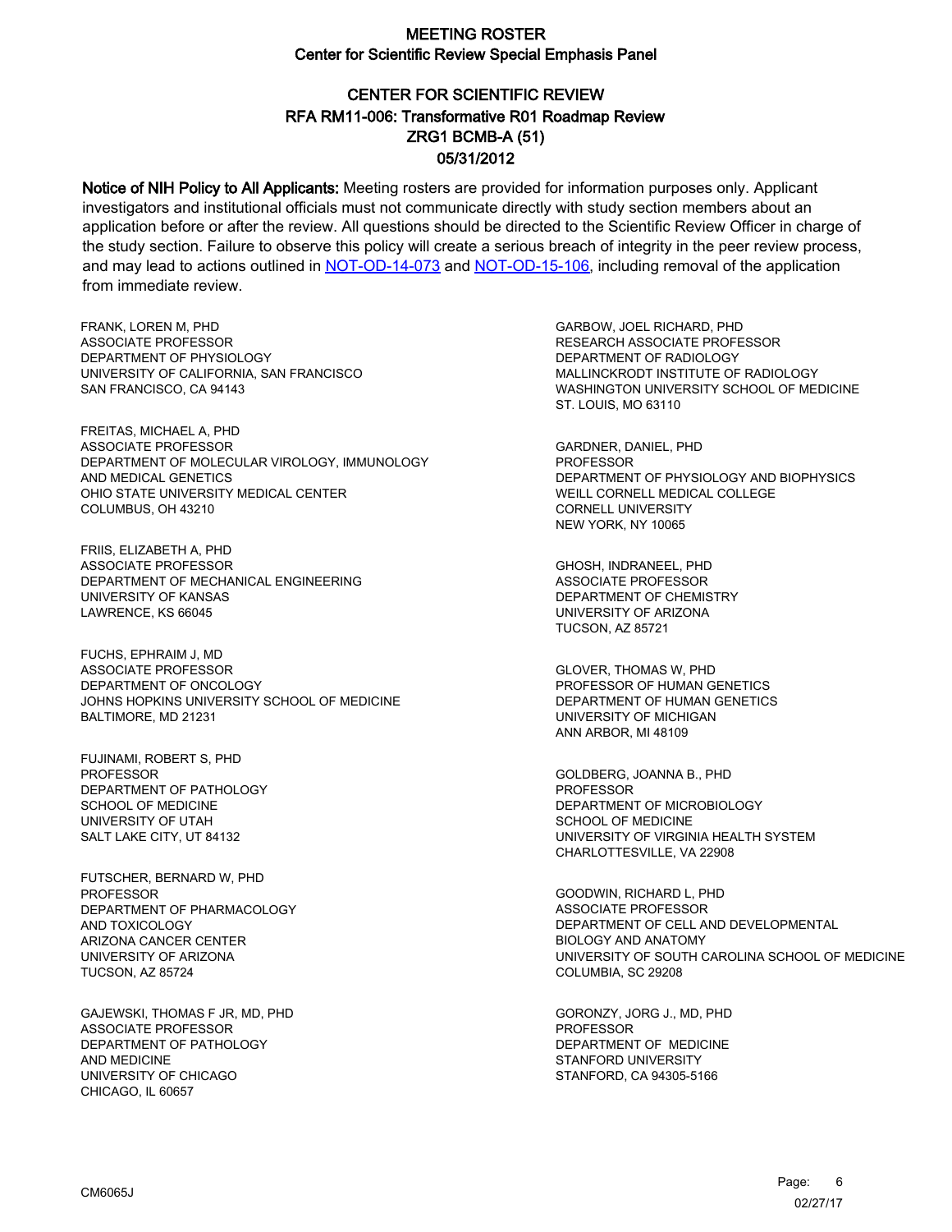# MEETING ROSTER
## Center for Scientific Review Special Emphasis Panel

## CENTER FOR SCIENTIFIC REVIEW
## RFA RM11-006: Transformative R01 Roadmap Review
## ZRG1 BCMB-A (51)
## 05/31/2012

**Notice of NIH Policy to All Applicants:** Meeting rosters are provided for information purposes only. Applicant investigators and institutional officials must not communicate directly with study section members about an application before or after the review. All questions should be directed to the Scientific Review Officer in charge of the study section. Failure to observe this policy will create a serious breach of integrity in the peer review process, and may lead to actions outlined in [NOT-OD-14-073](NOT-OD-14-073) and [NOT-OD-15-106](NOT-OD-15-106), including removal of the application from immediate review.

FRANK, LOREN M, PHD
ASSOCIATE PROFESSOR
DEPARTMENT OF PHYSIOLOGY
UNIVERSITY OF CALIFORNIA, SAN FRANCISCO
SAN FRANCISCO, CA 94143

FREITAS, MICHAEL A, PHD
ASSOCIATE PROFESSOR
DEPARTMENT OF MOLECULAR VIROLOGY, IMMUNOLOGY AND MEDICAL GENETICS
OHIO STATE UNIVERSITY MEDICAL CENTER
COLUMBUS, OH 43210

FRIIS, ELIZABETH A, PHD
ASSOCIATE PROFESSOR
DEPARTMENT OF MECHANICAL ENGINEERING
UNIVERSITY OF KANSAS
LAWRENCE, KS 66045

FUCHS, EPHRAIM J, MD
ASSOCIATE PROFESSOR
DEPARTMENT OF ONCOLOGY
JOHNS HOPKINS UNIVERSITY SCHOOL OF MEDICINE
BALTIMORE, MD 21231

FUJINAMI, ROBERT S, PHD
PROFESSOR
DEPARTMENT OF PATHOLOGY
SCHOOL OF MEDICINE
UNIVERSITY OF UTAH
SALT LAKE CITY, UT 84132

FUTSCHER, BERNARD W, PHD
PROFESSOR
DEPARTMENT OF PHARMACOLOGY AND TOXICOLOGY
ARIZONA CANCER CENTER
UNIVERSITY OF ARIZONA
TUCSON, AZ 85724

GAJEWSKI, THOMAS F JR, MD, PHD
ASSOCIATE PROFESSOR
DEPARTMENT OF PATHOLOGY AND MEDICINE
UNIVERSITY OF CHICAGO
CHICAGO, IL 60657

GARBOW, JOEL RICHARD, PHD
RESEARCH ASSOCIATE PROFESSOR
DEPARTMENT OF RADIOLOGY
MALLINCKRODT INSTITUTE OF RADIOLOGY
WASHINGTON UNIVERSITY SCHOOL OF MEDICINE
ST. LOUIS, MO 63110

GARDNER, DANIEL, PHD
PROFESSOR
DEPARTMENT OF PHYSIOLOGY AND BIOPHYSICS
WEILL CORNELL MEDICAL COLLEGE
CORNELL UNIVERSITY
NEW YORK, NY 10065

GHOSH, INDRANEEL, PHD
ASSOCIATE PROFESSOR
DEPARTMENT OF CHEMISTRY
UNIVERSITY OF ARIZONA
TUCSON, AZ 85721

GLOVER, THOMAS W, PHD
PROFESSOR OF HUMAN GENETICS
DEPARTMENT OF HUMAN GENETICS
UNIVERSITY OF MICHIGAN
ANN ARBOR, MI 48109

GOLDBERG, JOANNA B., PHD
PROFESSOR
DEPARTMENT OF MICROBIOLOGY
SCHOOL OF MEDICINE
UNIVERSITY OF VIRGINIA HEALTH SYSTEM
CHARLOTTESVILLE, VA 22908

GOODWIN, RICHARD L, PHD
ASSOCIATE PROFESSOR
DEPARTMENT OF CELL AND DEVELOPMENTAL BIOLOGY AND ANATOMY
UNIVERSITY OF SOUTH CAROLINA SCHOOL OF MEDICINE
COLUMBIA, SC 29208

GORONZY, JORG J., MD, PHD
PROFESSOR
DEPARTMENT OF MEDICINE
STANFORD UNIVERSITY
STANFORD, CA 94305-5166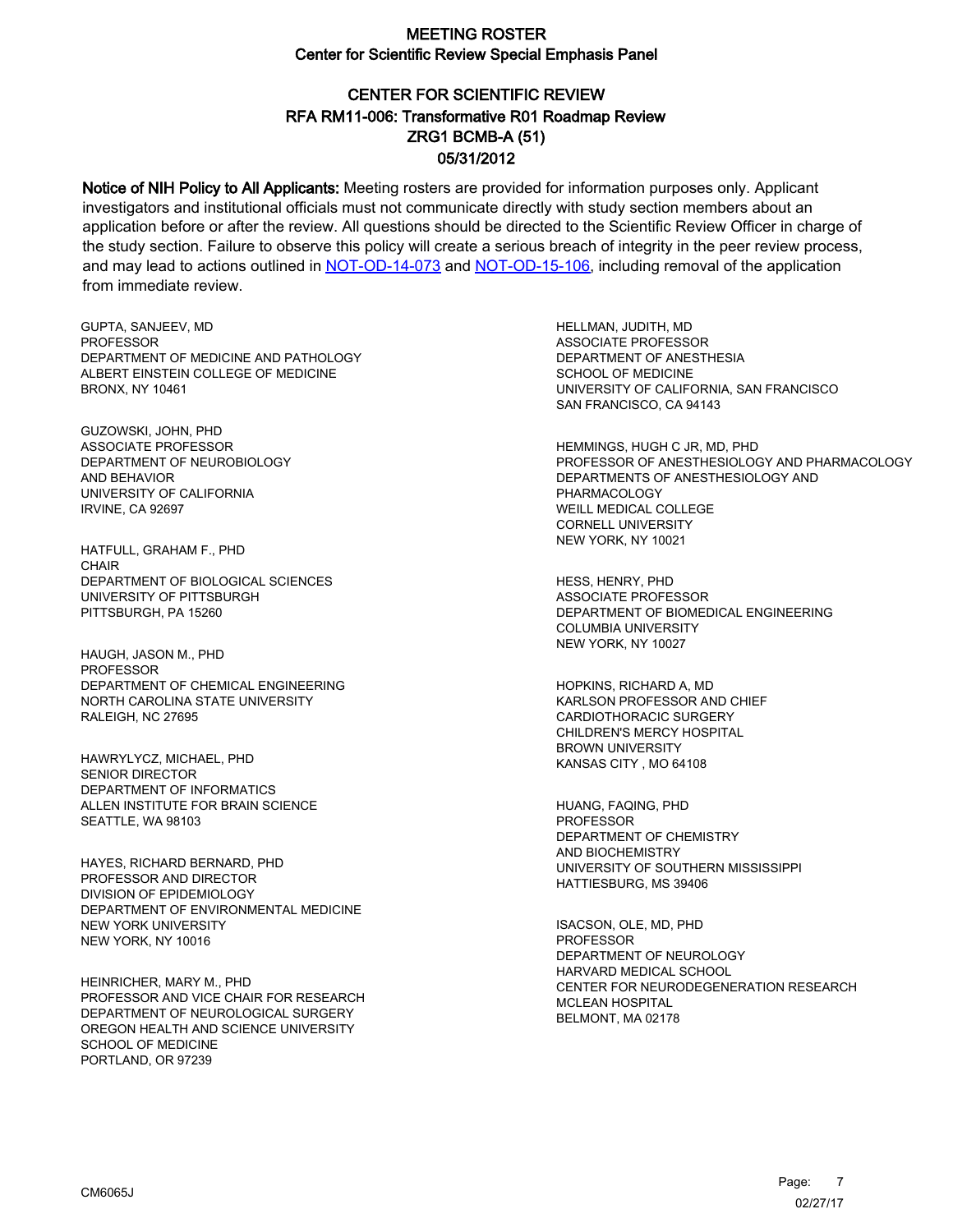# MEETING ROSTER
## Center for Scientific Review Special Emphasis Panel

## CENTER FOR SCIENTIFIC REVIEW
## RFA RM11-006: Transformative R01 Roadmap Review
## ZRG1 BCMB-A (51)
## 05/31/2012

**Notice of NIH Policy to All Applicants:** Meeting rosters are provided for information purposes only. Applicant investigators and institutional officials must not communicate directly with study section members about an application before or after the review. All questions should be directed to the Scientific Review Officer in charge of the study section. Failure to observe this policy will create a serious breach of integrity in the peer review process, and may lead to actions outlined in NOT-OD-14-073 and NOT-OD-15-106, including removal of the application from immediate review.

GUPTA, SANJEEV, MD
PROFESSOR
DEPARTMENT OF MEDICINE AND PATHOLOGY
ALBERT EINSTEIN COLLEGE OF MEDICINE
BRONX, NY 10461

GUZOWSKI, JOHN, PHD
ASSOCIATE PROFESSOR
DEPARTMENT OF NEUROBIOLOGY
AND BEHAVIOR
UNIVERSITY OF CALIFORNIA
IRVINE, CA 92697

HATFULL, GRAHAM F., PHD
CHAIR
DEPARTMENT OF BIOLOGICAL SCIENCES
UNIVERSITY OF PITTSBURGH
PITTSBURGH, PA 15260

HAUGH, JASON M., PHD
PROFESSOR
DEPARTMENT OF CHEMICAL ENGINEERING
NORTH CAROLINA STATE UNIVERSITY
RALEIGH, NC 27695

HAWRYLYCZ, MICHAEL, PHD
SENIOR DIRECTOR
DEPARTMENT OF INFORMATICS
ALLEN INSTITUTE FOR BRAIN SCIENCE
SEATTLE, WA 98103

HAYES, RICHARD BERNARD, PHD
PROFESSOR AND DIRECTOR
DIVISION OF EPIDEMIOLOGY
DEPARTMENT OF ENVIRONMENTAL MEDICINE
NEW YORK UNIVERSITY
NEW YORK, NY 10016

HEINRICHER, MARY M., PHD
PROFESSOR AND VICE CHAIR FOR RESEARCH
DEPARTMENT OF NEUROLOGICAL SURGERY
OREGON HEALTH AND SCIENCE UNIVERSITY
SCHOOL OF MEDICINE
PORTLAND, OR 97239

HELLMAN, JUDITH, MD
ASSOCIATE PROFESSOR
DEPARTMENT OF ANESTHESIA
SCHOOL OF MEDICINE
UNIVERSITY OF CALIFORNIA, SAN FRANCISCO
SAN FRANCISCO, CA 94143

HEMMINGS, HUGH C JR, MD, PHD
PROFESSOR OF ANESTHESIOLOGY AND PHARMACOLOGY
DEPARTMENTS OF ANESTHESIOLOGY AND
PHARMACOLOGY
WEILL MEDICAL COLLEGE
CORNELL UNIVERSITY
NEW YORK, NY 10021

HESS, HENRY, PHD
ASSOCIATE PROFESSOR
DEPARTMENT OF BIOMEDICAL ENGINEERING
COLUMBIA UNIVERSITY
NEW YORK, NY 10027

HOPKINS, RICHARD A, MD
KARLSON PROFESSOR AND CHIEF
CARDIOTHORACIC SURGERY
CHILDREN'S MERCY HOSPITAL
BROWN UNIVERSITY
KANSAS CITY , MO 64108

HUANG, FAQING, PHD
PROFESSOR
DEPARTMENT OF CHEMISTRY
AND BIOCHEMISTRY
UNIVERSITY OF SOUTHERN MISSISSIPPI
HATTIESBURG, MS 39406

ISACSON, OLE, MD, PHD
PROFESSOR
DEPARTMENT OF NEUROLOGY
HARVARD MEDICAL SCHOOL
CENTER FOR NEURODEGENERATION RESEARCH
MCLEAN HOSPITAL
BELMONT, MA 02178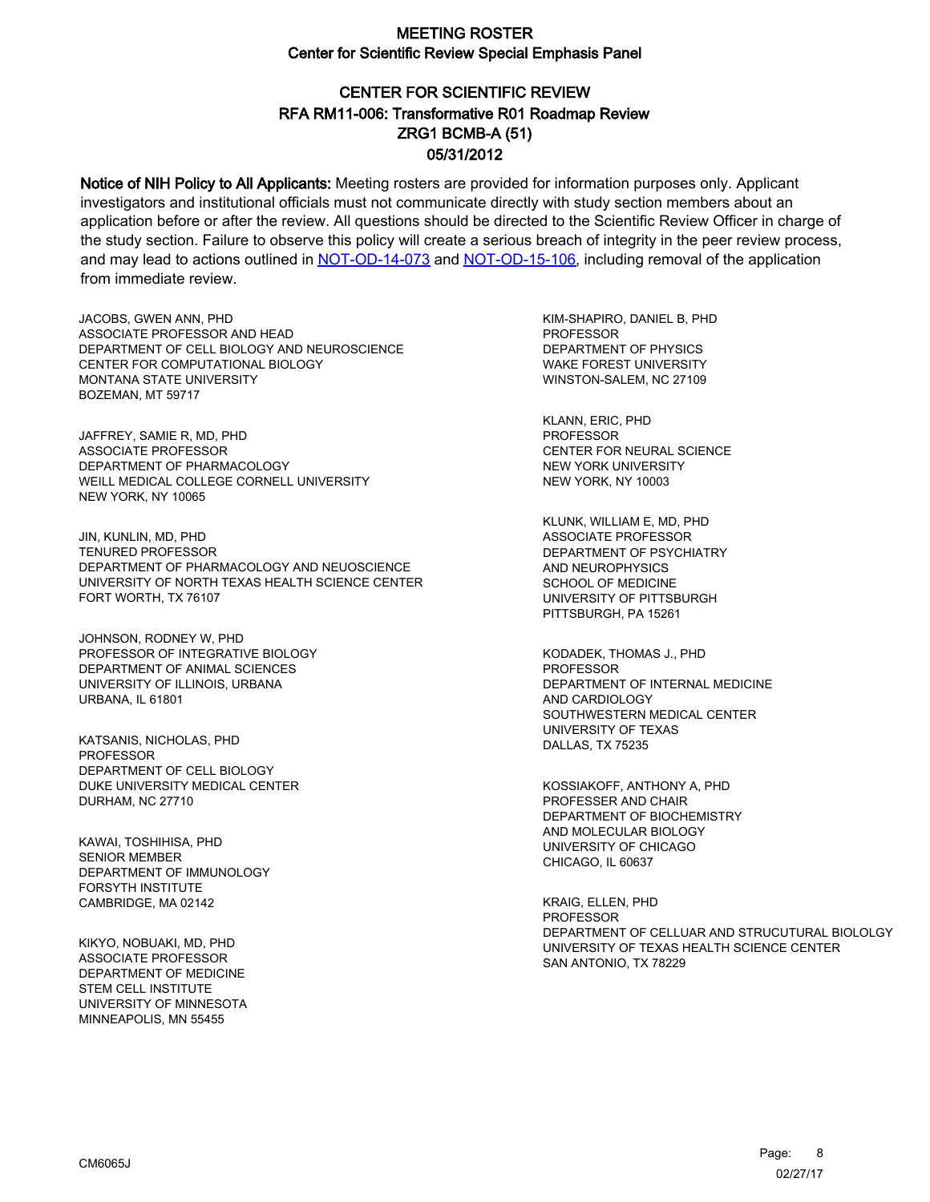# MEETING ROSTER

## Center for Scientific Review Special Emphasis Panel

## CENTER FOR SCIENTIFIC REVIEW
## RFA RM11-006: Transformative R01 Roadmap Review
## ZRG1 BCMB-A (51)
## 05/31/2012

**Notice of NIH Policy to All Applicants:** Meeting rosters are provided for information purposes only. Applicant investigators and institutional officials must not communicate directly with study section members about an application before or after the review. All questions should be directed to the Scientific Review Officer in charge of the study section. Failure to observe this policy will create a serious breach of integrity in the peer review process, and may lead to actions outlined in [NOT-OD-14-073](NOT-OD-14-073) and [NOT-OD-15-106](NOT-OD-15-106), including removal of the application from immediate review.

JACOBS, GWEN ANN, PHD
ASSOCIATE PROFESSOR AND HEAD
DEPARTMENT OF CELL BIOLOGY AND NEUROSCIENCE
CENTER FOR COMPUTATIONAL BIOLOGY
MONTANA STATE UNIVERSITY
BOZEMAN, MT 59717

JAFFREY, SAMIE R, MD, PHD
ASSOCIATE PROFESSOR
DEPARTMENT OF PHARMACOLOGY
WEILL MEDICAL COLLEGE CORNELL UNIVERSITY
NEW YORK, NY 10065

JIN, KUNLIN, MD, PHD
TENURED PROFESSOR
DEPARTMENT OF PHARMACOLOGY AND NEUOSCIENCE
UNIVERSITY OF NORTH TEXAS HEALTH SCIENCE CENTER
FORT WORTH, TX 76107

JOHNSON, RODNEY W, PHD
PROFESSOR OF INTEGRATIVE BIOLOGY
DEPARTMENT OF ANIMAL SCIENCES
UNIVERSITY OF ILLINOIS, URBANA
URBANA, IL 61801

KATSANIS, NICHOLAS, PHD
PROFESSOR
DEPARTMENT OF CELL BIOLOGY
DUKE UNIVERSITY MEDICAL CENTER
DURHAM, NC 27710

KAWAI, TOSHIHISA, PHD
SENIOR MEMBER
DEPARTMENT OF IMMUNOLOGY
FORSYTH INSTITUTE
CAMBRIDGE, MA 02142

KIKYO, NOBUAKI, MD, PHD
ASSOCIATE PROFESSOR
DEPARTMENT OF MEDICINE
STEM CELL INSTITUTE
UNIVERSITY OF MINNESOTA
MINNEAPOLIS, MN 55455

KIM-SHAPIRO, DANIEL B, PHD
PROFESSOR
DEPARTMENT OF PHYSICS
WAKE FOREST UNIVERSITY
WINSTON-SALEM, NC 27109

KLANN, ERIC, PHD
PROFESSOR
CENTER FOR NEURAL SCIENCE
NEW YORK UNIVERSITY
NEW YORK, NY 10003

KLUNK, WILLIAM E, MD, PHD
ASSOCIATE PROFESSOR
DEPARTMENT OF PSYCHIATRY
AND NEUROPHYSICS
SCHOOL OF MEDICINE
UNIVERSITY OF PITTSBURGH
PITTSBURGH, PA 15261

KODADEK, THOMAS J., PHD
PROFESSOR
DEPARTMENT OF INTERNAL MEDICINE
AND CARDIOLOGY
SOUTHWESTERN MEDICAL CENTER
UNIVERSITY OF TEXAS
DALLAS, TX 75235

KOSSIAKOFF, ANTHONY A, PHD
PROFESSER AND CHAIR
DEPARTMENT OF BIOCHEMISTRY
AND MOLECULAR BIOLOGY
UNIVERSITY OF CHICAGO
CHICAGO, IL 60637

KRAIG, ELLEN, PHD
PROFESSOR
DEPARTMENT OF CELLUAR AND STRUCUTURAL BIOLOLGY
UNIVERSITY OF TEXAS HEALTH SCIENCE CENTER
SAN ANTONIO, TX 78229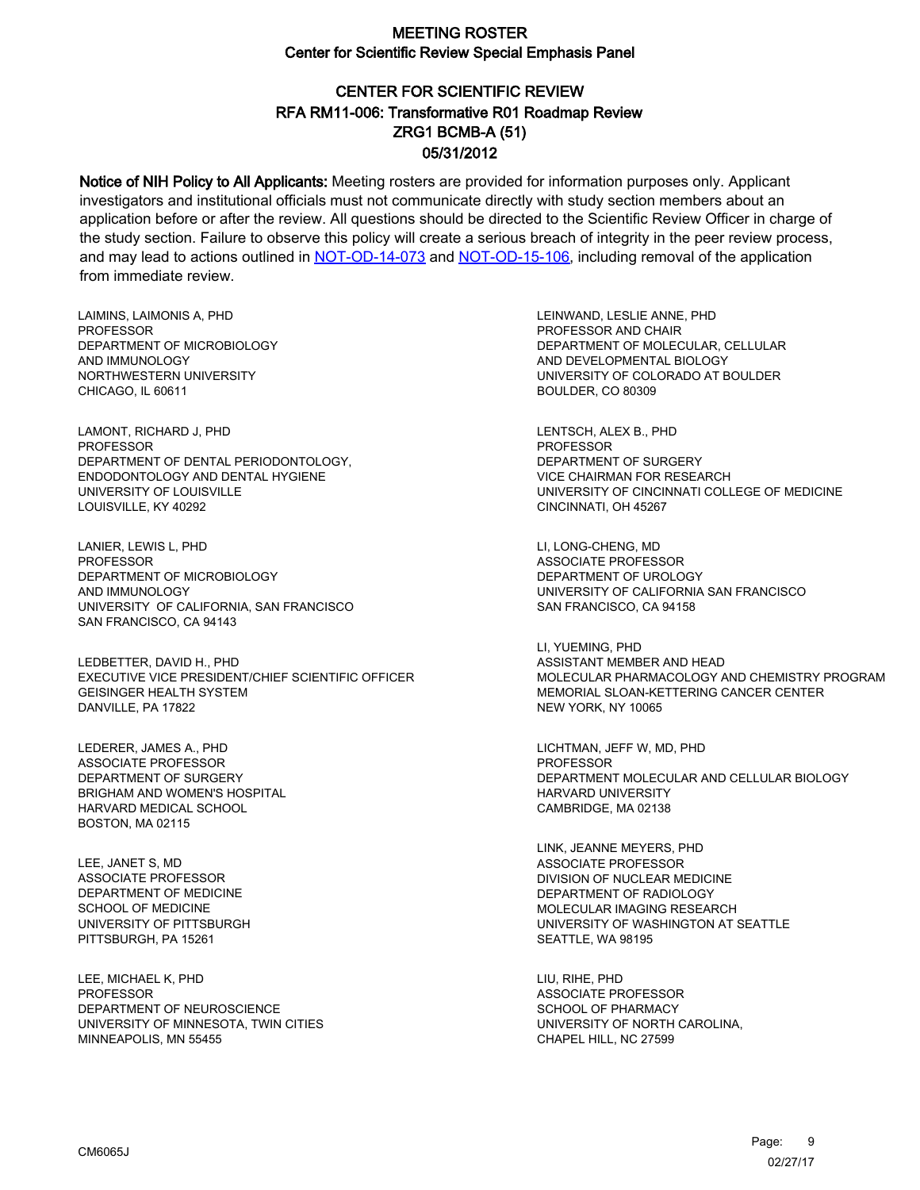# MEETING ROSTER

## Center for Scientific Review Special Emphasis Panel

## CENTER FOR SCIENTIFIC REVIEW
## RFA RM11-006: Transformative R01 Roadmap Review
## ZRG1 BCMB-A (51)
## 05/31/2012

**Notice of NIH Policy to All Applicants:** Meeting rosters are provided for information purposes only. Applicant investigators and institutional officials must not communicate directly with study section members about an application before or after the review. All questions should be directed to the Scientific Review Officer in charge of the study section. Failure to observe this policy will create a serious breach of integrity in the peer review process, and may lead to actions outlined in NOT-OD-14-073 and NOT-OD-15-106, including removal of the application from immediate review.

LAIMINS, LAIMONIS A, PHD
PROFESSOR
DEPARTMENT OF MICROBIOLOGY
AND IMMUNOLOGY
NORTHWESTERN UNIVERSITY
CHICAGO, IL 60611

LAMONT, RICHARD J, PHD
PROFESSOR
DEPARTMENT OF DENTAL PERIODONTOLOGY,
ENDODONTOLOGY AND DENTAL HYGIENE
UNIVERSITY OF LOUISVILLE
LOUISVILLE, KY 40292

LANIER, LEWIS L, PHD
PROFESSOR
DEPARTMENT OF MICROBIOLOGY
AND IMMUNOLOGY
UNIVERSITY OF CALIFORNIA, SAN FRANCISCO
SAN FRANCISCO, CA 94143

LEDBETTER, DAVID H., PHD
EXECUTIVE VICE PRESIDENT/CHIEF SCIENTIFIC OFFICER
GEISINGER HEALTH SYSTEM
DANVILLE, PA 17822

LEDERER, JAMES A., PHD
ASSOCIATE PROFESSOR
DEPARTMENT OF SURGERY
BRIGHAM AND WOMEN'S HOSPITAL
HARVARD MEDICAL SCHOOL
BOSTON, MA 02115

LEE, JANET S, MD
ASSOCIATE PROFESSOR
DEPARTMENT OF MEDICINE
SCHOOL OF MEDICINE
UNIVERSITY OF PITTSBURGH
PITTSBURGH, PA 15261

LEE, MICHAEL K, PHD
PROFESSOR
DEPARTMENT OF NEUROSCIENCE
UNIVERSITY OF MINNESOTA, TWIN CITIES
MINNEAPOLIS, MN 55455

LEINWAND, LESLIE ANNE, PHD
PROFESSOR AND CHAIR
DEPARTMENT OF MOLECULAR, CELLULAR
AND DEVELOPMENTAL BIOLOGY
UNIVERSITY OF COLORADO AT BOULDER
BOULDER, CO 80309

LENTSCH, ALEX B., PHD
PROFESSOR
DEPARTMENT OF SURGERY
VICE CHAIRMAN FOR RESEARCH
UNIVERSITY OF CINCINNATI COLLEGE OF MEDICINE
CINCINNATI, OH 45267

LI, LONG-CHENG, MD
ASSOCIATE PROFESSOR
DEPARTMENT OF UROLOGY
UNIVERSITY OF CALIFORNIA SAN FRANCISCO
SAN FRANCISCO, CA 94158

LI, YUEMING, PHD
ASSISTANT MEMBER AND HEAD
MOLECULAR PHARMACOLOGY AND CHEMISTRY PROGRAM
MEMORIAL SLOAN-KETTERING CANCER CENTER
NEW YORK, NY 10065

LICHTMAN, JEFF W, MD, PHD
PROFESSOR
DEPARTMENT MOLECULAR AND CELLULAR BIOLOGY
HARVARD UNIVERSITY
CAMBRIDGE, MA 02138

LINK, JEANNE MEYERS, PHD
ASSOCIATE PROFESSOR
DIVISION OF NUCLEAR MEDICINE
DEPARTMENT OF RADIOLOGY
MOLECULAR IMAGING RESEARCH
UNIVERSITY OF WASHINGTON AT SEATTLE
SEATTLE, WA 98195

LIU, RIHE, PHD
ASSOCIATE PROFESSOR
SCHOOL OF PHARMACY
UNIVERSITY OF NORTH CAROLINA,
CHAPEL HILL, NC 27599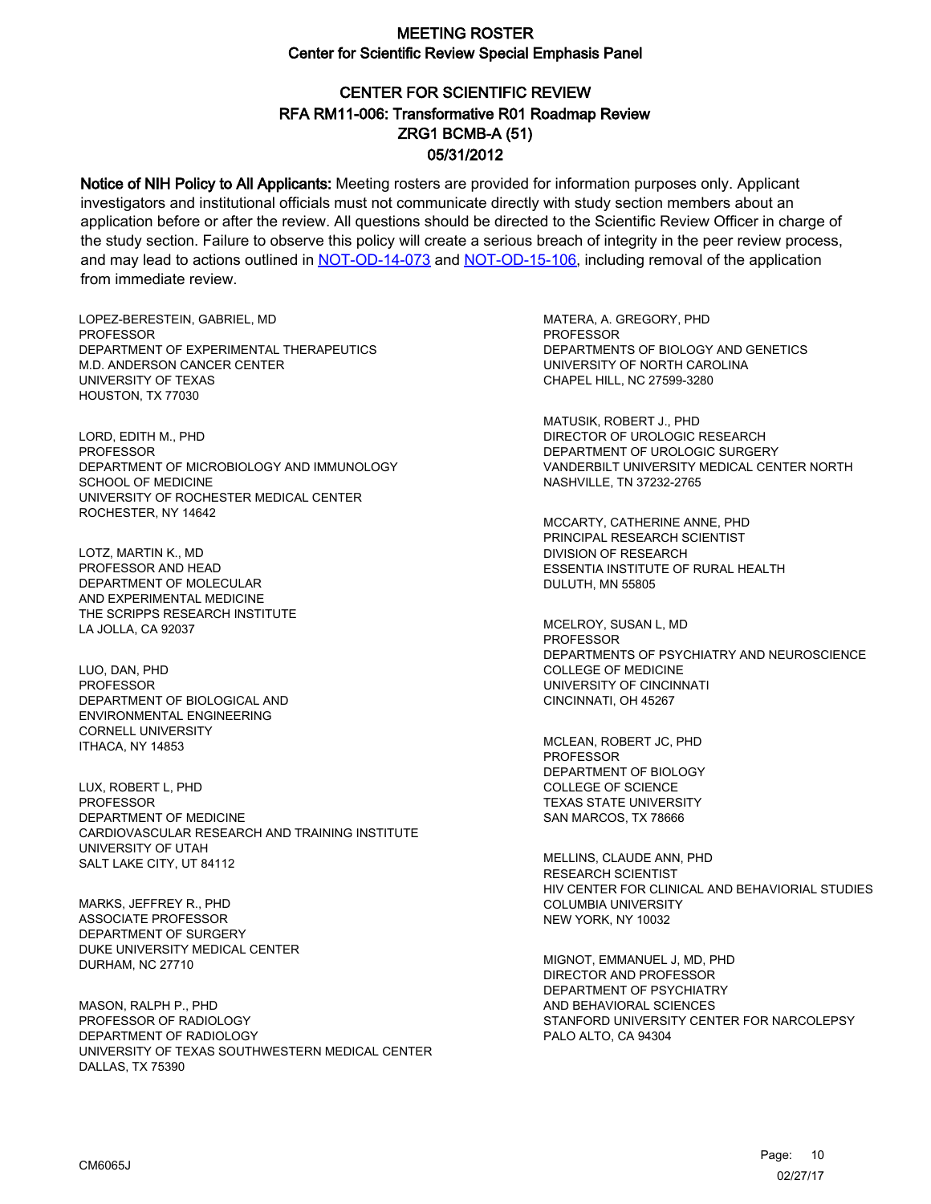# MEETING ROSTER
## Center for Scientific Review Special Emphasis Panel

## CENTER FOR SCIENTIFIC REVIEW
## RFA RM11-006: Transformative R01 Roadmap Review
## ZRG1 BCMB-A (51)
## 05/31/2012

**Notice of NIH Policy to All Applicants:** Meeting rosters are provided for information purposes only. Applicant investigators and institutional officials must not communicate directly with study section members about an application before or after the review. All questions should be directed to the Scientific Review Officer in charge of the study section. Failure to observe this policy will create a serious breach of integrity in the peer review process, and may lead to actions outlined in NOT-OD-14-073 and NOT-OD-15-106, including removal of the application from immediate review.

LOPEZ-BERESTEIN, GABRIEL, MD
PROFESSOR
DEPARTMENT OF EXPERIMENTAL THERAPEUTICS
M.D. ANDERSON CANCER CENTER
UNIVERSITY OF TEXAS
HOUSTON, TX 77030

LORD, EDITH M., PHD
PROFESSOR
DEPARTMENT OF MICROBIOLOGY AND IMMUNOLOGY
SCHOOL OF MEDICINE
UNIVERSITY OF ROCHESTER MEDICAL CENTER
ROCHESTER, NY 14642

LOTZ, MARTIN K., MD
PROFESSOR AND HEAD
DEPARTMENT OF MOLECULAR
AND EXPERIMENTAL MEDICINE
THE SCRIPPS RESEARCH INSTITUTE
LA JOLLA, CA 92037

LUO, DAN, PHD
PROFESSOR
DEPARTMENT OF BIOLOGICAL AND
ENVIRONMENTAL ENGINEERING
CORNELL UNIVERSITY
ITHACA, NY 14853

LUX, ROBERT L, PHD
PROFESSOR
DEPARTMENT OF MEDICINE
CARDIOVASCULAR RESEARCH AND TRAINING INSTITUTE
UNIVERSITY OF UTAH
SALT LAKE CITY, UT 84112

MARKS, JEFFREY R., PHD
ASSOCIATE PROFESSOR
DEPARTMENT OF SURGERY
DUKE UNIVERSITY MEDICAL CENTER
DURHAM, NC 27710

MASON, RALPH P., PHD
PROFESSOR OF RADIOLOGY
DEPARTMENT OF RADIOLOGY
UNIVERSITY OF TEXAS SOUTHWESTERN MEDICAL CENTER
DALLAS, TX 75390

MATERA, A. GREGORY, PHD
PROFESSOR
DEPARTMENTS OF BIOLOGY AND GENETICS
UNIVERSITY OF NORTH CAROLINA
CHAPEL HILL, NC 27599-3280

MATUSIK, ROBERT J., PHD
DIRECTOR OF UROLOGIC RESEARCH
DEPARTMENT OF UROLOGIC SURGERY
VANDERBILT UNIVERSITY MEDICAL CENTER NORTH
NASHVILLE, TN 37232-2765

MCCARTY, CATHERINE ANNE, PHD
PRINCIPAL RESEARCH SCIENTIST
DIVISION OF RESEARCH
ESSENTIA INSTITUTE OF RURAL HEALTH
DULUTH, MN 55805

MCELROY, SUSAN L, MD
PROFESSOR
DEPARTMENTS OF PSYCHIATRY AND NEUROSCIENCE
COLLEGE OF MEDICINE
UNIVERSITY OF CINCINNATI
CINCINNATI, OH 45267

MCLEAN, ROBERT JC, PHD
PROFESSOR
DEPARTMENT OF BIOLOGY
COLLEGE OF SCIENCE
TEXAS STATE UNIVERSITY
SAN MARCOS, TX 78666

MELLINS, CLAUDE ANN, PHD
RESEARCH SCIENTIST
HIV CENTER FOR CLINICAL AND BEHAVIORIAL STUDIES
COLUMBIA UNIVERSITY
NEW YORK, NY 10032

MIGNOT, EMMANUEL J, MD, PHD
DIRECTOR AND PROFESSOR
DEPARTMENT OF PSYCHIATRY
AND BEHAVIORAL SCIENCES
STANFORD UNIVERSITY CENTER FOR NARCOLEPSY
PALO ALTO, CA 94304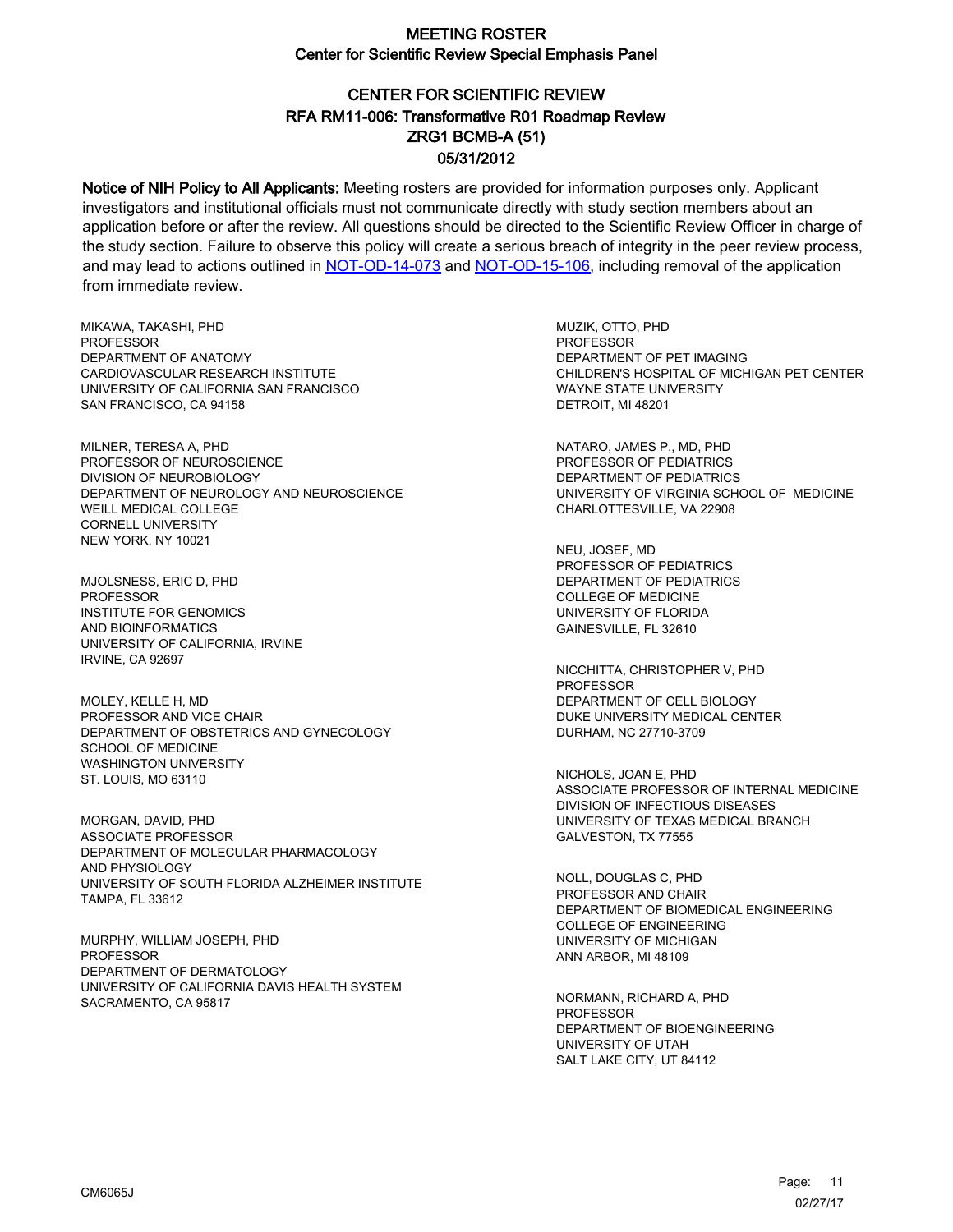# MEETING ROSTER
## Center for Scientific Review Special Emphasis Panel

## CENTER FOR SCIENTIFIC REVIEW
## RFA RM11-006: Transformative R01 Roadmap Review
## ZRG1 BCMB-A (51)
## 05/31/2012

**Notice of NIH Policy to All Applicants:** Meeting rosters are provided for information purposes only. Applicant investigators and institutional officials must not communicate directly with study section members about an application before or after the review. All questions should be directed to the Scientific Review Officer in charge of the study section. Failure to observe this policy will create a serious breach of integrity in the peer review process, and may lead to actions outlined in NOT-OD-14-073 and NOT-OD-15-106, including removal of the application from immediate review.

MIKAWA, TAKASHI, PHD
PROFESSOR
DEPARTMENT OF ANATOMY
CARDIOVASCULAR RESEARCH INSTITUTE
UNIVERSITY OF CALIFORNIA SAN FRANCISCO
SAN FRANCISCO, CA 94158

MILNER, TERESA A, PHD
PROFESSOR OF NEUROSCIENCE
DIVISION OF NEUROBIOLOGY
DEPARTMENT OF NEUROLOGY AND NEUROSCIENCE
WEILL MEDICAL COLLEGE
CORNELL UNIVERSITY
NEW YORK, NY 10021

MJOLSNESS, ERIC D, PHD
PROFESSOR
INSTITUTE FOR GENOMICS
AND BIOINFORMATICS
UNIVERSITY OF CALIFORNIA, IRVINE
IRVINE, CA 92697

MOLEY, KELLE H, MD
PROFESSOR AND VICE CHAIR
DEPARTMENT OF OBSTETRICS AND GYNECOLOGY
SCHOOL OF MEDICINE
WASHINGTON UNIVERSITY
ST. LOUIS, MO 63110

MORGAN, DAVID, PHD
ASSOCIATE PROFESSOR
DEPARTMENT OF MOLECULAR PHARMACOLOGY
AND PHYSIOLOGY
UNIVERSITY OF SOUTH FLORIDA ALZHEIMER INSTITUTE
TAMPA, FL 33612

MURPHY, WILLIAM JOSEPH, PHD
PROFESSOR
DEPARTMENT OF DERMATOLOGY
UNIVERSITY OF CALIFORNIA DAVIS HEALTH SYSTEM
SACRAMENTO, CA 95817

MUZIK, OTTO, PHD
PROFESSOR
DEPARTMENT OF PET IMAGING
CHILDREN'S HOSPITAL OF MICHIGAN PET CENTER
WAYNE STATE UNIVERSITY
DETROIT, MI 48201

NATARO, JAMES P., MD, PHD
PROFESSOR OF PEDIATRICS
DEPARTMENT OF PEDIATRICS
UNIVERSITY OF VIRGINIA SCHOOL OF MEDICINE
CHARLOTTESVILLE, VA 22908

NEU, JOSEF, MD
PROFESSOR OF PEDIATRICS
DEPARTMENT OF PEDIATRICS
COLLEGE OF MEDICINE
UNIVERSITY OF FLORIDA
GAINESVILLE, FL 32610

NICCHITTA, CHRISTOPHER V, PHD
PROFESSOR
DEPARTMENT OF CELL BIOLOGY
DUKE UNIVERSITY MEDICAL CENTER
DURHAM, NC 27710-3709

NICHOLS, JOAN E, PHD
ASSOCIATE PROFESSOR OF INTERNAL MEDICINE
DIVISION OF INFECTIOUS DISEASES
UNIVERSITY OF TEXAS MEDICAL BRANCH
GALVESTON, TX 77555

NOLL, DOUGLAS C, PHD
PROFESSOR AND CHAIR
DEPARTMENT OF BIOMEDICAL ENGINEERING
COLLEGE OF ENGINEERING
UNIVERSITY OF MICHIGAN
ANN ARBOR, MI 48109

NORMANN, RICHARD A, PHD
PROFESSOR
DEPARTMENT OF BIOENGINEERING
UNIVERSITY OF UTAH
SALT LAKE CITY, UT 84112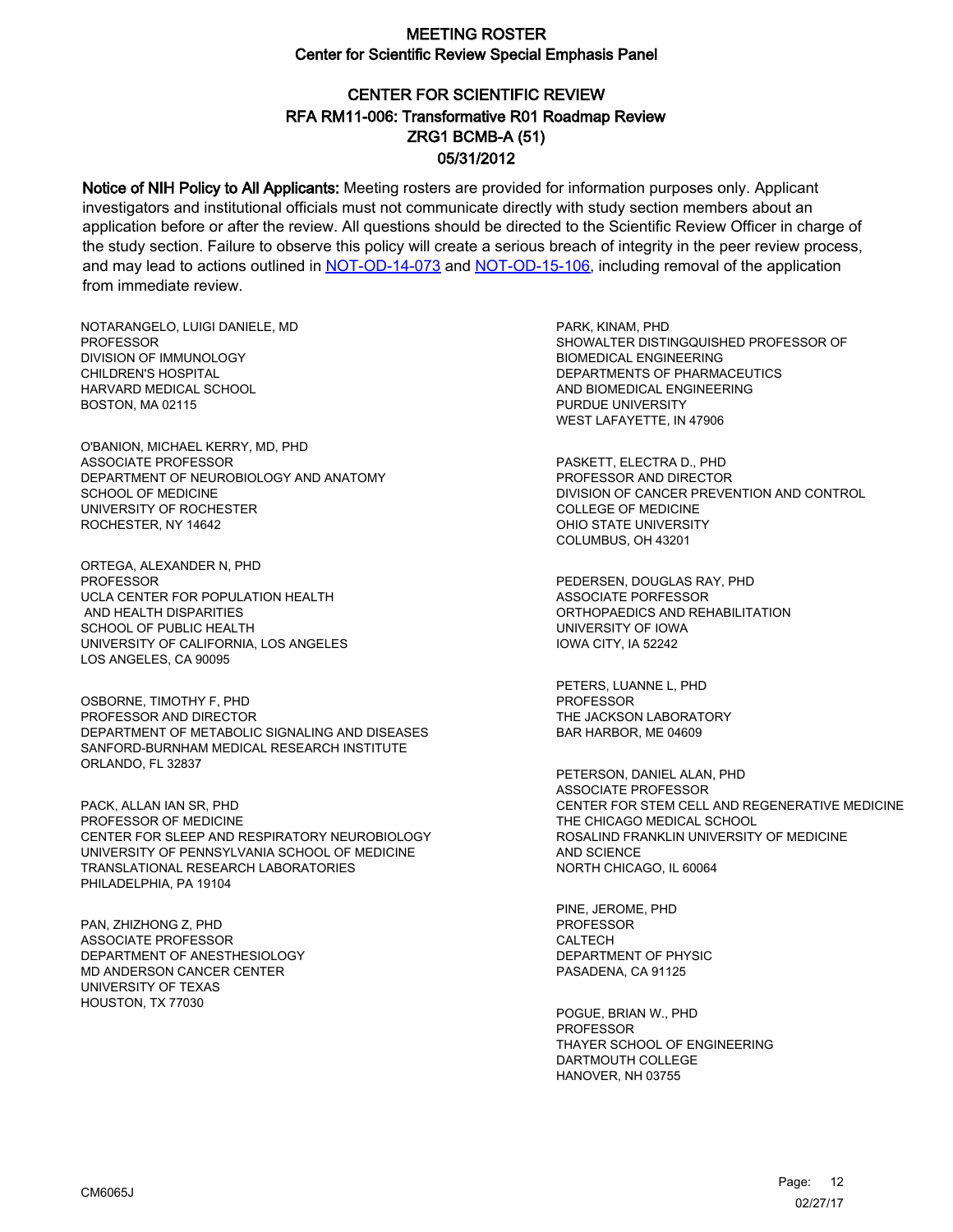# MEETING ROSTER

## Center for Scientific Review Special Emphasis Panel

## CENTER FOR SCIENTIFIC REVIEW
## RFA RM11-006: Transformative R01 Roadmap Review
## ZRG1 BCMB-A (51)
## 05/31/2012

**Notice of NIH Policy to All Applicants:** Meeting rosters are provided for information purposes only. Applicant investigators and institutional officials must not communicate directly with study section members about an application before or after the review. All questions should be directed to the Scientific Review Officer in charge of the study section. Failure to observe this policy will create a serious breach of integrity in the peer review process, and may lead to actions outlined in NOT-OD-14-073 and NOT-OD-15-106, including removal of the application from immediate review.

NOTARANGELO, LUIGI DANIELE, MD
PROFESSOR
DIVISION OF IMMUNOLOGY
CHILDREN'S HOSPITAL
HARVARD MEDICAL SCHOOL
BOSTON, MA 02115

O'BANION, MICHAEL KERRY, MD, PHD
ASSOCIATE PROFESSOR
DEPARTMENT OF NEUROBIOLOGY AND ANATOMY
SCHOOL OF MEDICINE
UNIVERSITY OF ROCHESTER
ROCHESTER, NY 14642

ORTEGA, ALEXANDER N, PHD
PROFESSOR
UCLA CENTER FOR POPULATION HEALTH
AND HEALTH DISPARITIES
SCHOOL OF PUBLIC HEALTH
UNIVERSITY OF CALIFORNIA, LOS ANGELES
LOS ANGELES, CA 90095

OSBORNE, TIMOTHY F, PHD
PROFESSOR AND DIRECTOR
DEPARTMENT OF METABOLIC SIGNALING AND DISEASES
SANFORD-BURNHAM MEDICAL RESEARCH INSTITUTE
ORLANDO, FL 32837

PACK, ALLAN IAN SR, PHD
PROFESSOR OF MEDICINE
CENTER FOR SLEEP AND RESPIRATORY NEUROBIOLOGY
UNIVERSITY OF PENNSYLVANIA SCHOOL OF MEDICINE
TRANSLATIONAL RESEARCH LABORATORIES
PHILADELPHIA, PA 19104

PAN, ZHIZHONG Z, PHD
ASSOCIATE PROFESSOR
DEPARTMENT OF ANESTHESIOLOGY
MD ANDERSON CANCER CENTER
UNIVERSITY OF TEXAS
HOUSTON, TX 77030

PARK, KINAM, PHD
SHOWALTER DISTINGQUISHED PROFESSOR OF
BIOMEDICAL ENGINEERING
DEPARTMENTS OF PHARMACEUTICS
AND BIOMEDICAL ENGINEERING
PURDUE UNIVERSITY
WEST LAFAYETTE, IN 47906

PASKETT, ELECTRA D., PHD
PROFESSOR AND DIRECTOR
DIVISION OF CANCER PREVENTION AND CONTROL
COLLEGE OF MEDICINE
OHIO STATE UNIVERSITY
COLUMBUS, OH 43201

PEDERSEN, DOUGLAS RAY, PHD
ASSOCIATE PORFESSOR
ORTHOPAEDICS AND REHABILITATION
UNIVERSITY OF IOWA
IOWA CITY, IA 52242

PETERS, LUANNE L, PHD
PROFESSOR
THE JACKSON LABORATORY
BAR HARBOR, ME 04609

PETERSON, DANIEL ALAN, PHD
ASSOCIATE PROFESSOR
CENTER FOR STEM CELL AND REGENERATIVE MEDICINE
THE CHICAGO MEDICAL SCHOOL
ROSALIND FRANKLIN UNIVERSITY OF MEDICINE
AND SCIENCE
NORTH CHICAGO, IL 60064

PINE, JEROME, PHD
PROFESSOR
CALTECH
DEPARTMENT OF PHYSIC
PASADENA, CA 91125

POGUE, BRIAN W., PHD
PROFESSOR
THAYER SCHOOL OF ENGINEERING
DARTMOUTH COLLEGE
HANOVER, NH 03755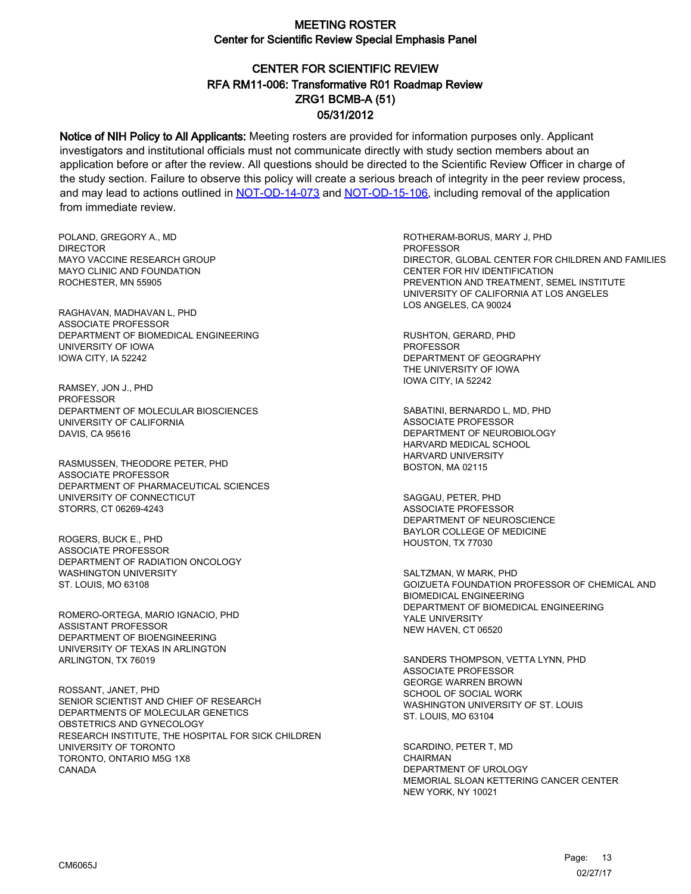# MEETING ROSTER

## Center for Scientific Review Special Emphasis Panel

## CENTER FOR SCIENTIFIC REVIEW
## RFA RM11-006: Transformative R01 Roadmap Review
## ZRG1 BCMB-A (51)
## 05/31/2012

**Notice of NIH Policy to All Applicants:** Meeting rosters are provided for information purposes only. Applicant investigators and institutional officials must not communicate directly with study section members about an application before or after the review. All questions should be directed to the Scientific Review Officer in charge of the study section. Failure to observe this policy will create a serious breach of integrity in the peer review process, and may lead to actions outlined in NOT-OD-14-073 and NOT-OD-15-106, including removal of the application from immediate review.

POLAND, GREGORY A., MD
DIRECTOR
MAYO VACCINE RESEARCH GROUP
MAYO CLINIC AND FOUNDATION
ROCHESTER, MN 55905

RAGHAVAN, MADHAVAN L, PHD
ASSOCIATE PROFESSOR
DEPARTMENT OF BIOMEDICAL ENGINEERING
UNIVERSITY OF IOWA
IOWA CITY, IA 52242

RAMSEY, JON J., PHD
PROFESSOR
DEPARTMENT OF MOLECULAR BIOSCIENCES
UNIVERSITY OF CALIFORNIA
DAVIS, CA 95616

RASMUSSEN, THEODORE PETER, PHD
ASSOCIATE PROFESSOR
DEPARTMENT OF PHARMACEUTICAL SCIENCES
UNIVERSITY OF CONNECTICUT
STORRS, CT 06269-4243

ROGERS, BUCK E., PHD
ASSOCIATE PROFESSOR
DEPARTMENT OF RADIATION ONCOLOGY
WASHINGTON UNIVERSITY
ST. LOUIS, MO 63108

ROMERO-ORTEGA, MARIO IGNACIO, PHD
ASSISTANT PROFESSOR
DEPARTMENT OF BIOENGINEERING
UNIVERSITY OF TEXAS IN ARLINGTON
ARLINGTON, TX 76019

ROSSANT, JANET, PHD
SENIOR SCIENTIST AND CHIEF OF RESEARCH
DEPARTMENTS OF MOLECULAR GENETICS
OBSTETRICS AND GYNECOLOGY
RESEARCH INSTITUTE, THE HOSPITAL FOR SICK CHILDREN
UNIVERSITY OF TORONTO
TORONTO, ONTARIO M5G 1X8
CANADA

ROTHERAM-BORUS, MARY J, PHD
PROFESSOR
DIRECTOR, GLOBAL CENTER FOR CHILDREN AND FAMILIES
CENTER FOR HIV IDENTIFICATION
PREVENTION AND TREATMENT, SEMEL INSTITUTE
UNIVERSITY OF CALIFORNIA AT LOS ANGELES
LOS ANGELES, CA 90024

RUSHTON, GERARD, PHD
PROFESSOR
DEPARTMENT OF GEOGRAPHY
THE UNIVERSITY OF IOWA
IOWA CITY, IA 52242

SABATINI, BERNARDO L, MD, PHD
ASSOCIATE PROFESSOR
DEPARTMENT OF NEUROBIOLOGY
HARVARD MEDICAL SCHOOL
HARVARD UNIVERSITY
BOSTON, MA 02115

SAGGAU, PETER, PHD
ASSOCIATE PROFESSOR
DEPARTMENT OF NEUROSCIENCE
BAYLOR COLLEGE OF MEDICINE
HOUSTON, TX 77030

SALTZMAN, W MARK, PHD
GOIZUETA FOUNDATION PROFESSOR OF CHEMICAL AND BIOMEDICAL ENGINEERING
DEPARTMENT OF BIOMEDICAL ENGINEERING
YALE UNIVERSITY
NEW HAVEN, CT 06520

SANDERS THOMPSON, VETTA LYNN, PHD
ASSOCIATE PROFESSOR
GEORGE WARREN BROWN
SCHOOL OF SOCIAL WORK
WASHINGTON UNIVERSITY OF ST. LOUIS
ST. LOUIS, MO 63104

SCARDINO, PETER T, MD
CHAIRMAN
DEPARTMENT OF UROLOGY
MEMORIAL SLOAN KETTERING CANCER CENTER
NEW YORK, NY 10021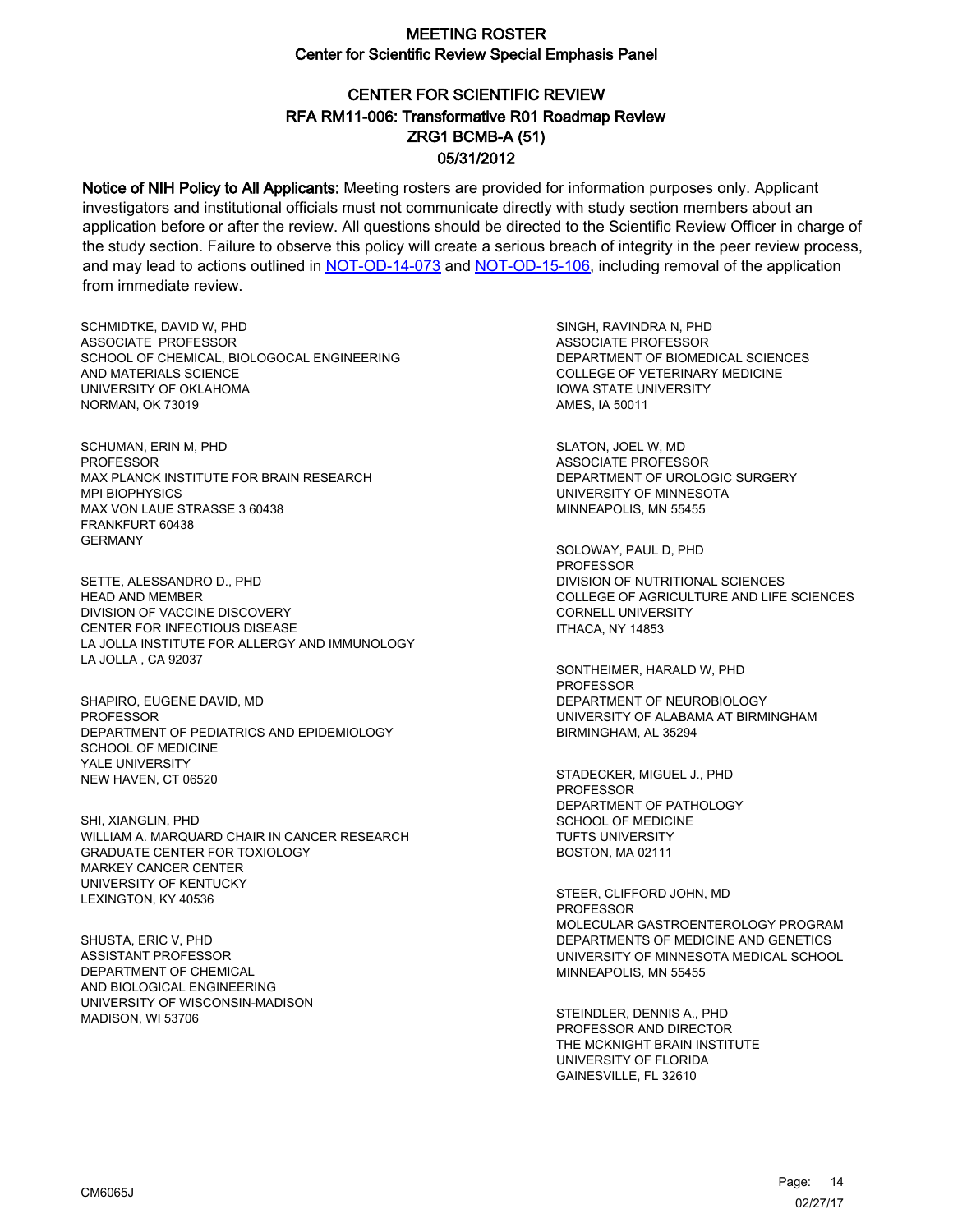# MEETING ROSTER
## Center for Scientific Review Special Emphasis Panel

## CENTER FOR SCIENTIFIC REVIEW
## RFA RM11-006: Transformative R01 Roadmap Review
## ZRG1 BCMB-A (51)
## 05/31/2012

**Notice of NIH Policy to All Applicants:** Meeting rosters are provided for information purposes only. Applicant investigators and institutional officials must not communicate directly with study section members about an application before or after the review. All questions should be directed to the Scientific Review Officer in charge of the study section. Failure to observe this policy will create a serious breach of integrity in the peer review process, and may lead to actions outlined in NOT-OD-14-073 and NOT-OD-15-106, including removal of the application from immediate review.

SCHMIDTKE, DAVID W, PHD
ASSOCIATE PROFESSOR
SCHOOL OF CHEMICAL, BIOLOGOCAL ENGINEERING
AND MATERIALS SCIENCE
UNIVERSITY OF OKLAHOMA
NORMAN, OK 73019

SCHUMAN, ERIN M, PHD
PROFESSOR
MAX PLANCK INSTITUTE FOR BRAIN RESEARCH
MPI BIOPHYSICS
MAX VON LAUE STRASSE 3 60438
FRANKFURT 60438
GERMANY

SETTE, ALESSANDRO D., PHD
HEAD AND MEMBER
DIVISION OF VACCINE DISCOVERY
CENTER FOR INFECTIOUS DISEASE
LA JOLLA INSTITUTE FOR ALLERGY AND IMMUNOLOGY
LA JOLLA , CA 92037

SHAPIRO, EUGENE DAVID, MD
PROFESSOR
DEPARTMENT OF PEDIATRICS AND EPIDEMIOLOGY
SCHOOL OF MEDICINE
YALE UNIVERSITY
NEW HAVEN, CT 06520

SHI, XIANGLIN, PHD
WILLIAM A. MARQUARD CHAIR IN CANCER RESEARCH
GRADUATE CENTER FOR TOXICOLOGY
MARKEY CANCER CENTER
UNIVERSITY OF KENTUCKY
LEXINGTON, KY 40536

SHUSTA, ERIC V, PHD
ASSISTANT PROFESSOR
DEPARTMENT OF CHEMICAL
AND BIOLOGICAL ENGINEERING
UNIVERSITY OF WISCONSIN-MADISON
MADISON, WI 53706

SINGH, RAVINDRA N, PHD
ASSOCIATE PROFESSOR
DEPARTMENT OF BIOMEDICAL SCIENCES
COLLEGE OF VETERINARY MEDICINE
IOWA STATE UNIVERSITY
AMES, IA 50011

SLATON, JOEL W, MD
ASSOCIATE PROFESSOR
DEPARTMENT OF UROLOGIC SURGERY
UNIVERSITY OF MINNESOTA
MINNEAPOLIS, MN 55455

SOLOWAY, PAUL D, PHD
PROFESSOR
DIVISION OF NUTRITIONAL SCIENCES
COLLEGE OF AGRICULTURE AND LIFE SCIENCES
CORNELL UNIVERSITY
ITHACA, NY 14853

SONTHEIMER, HARALD W, PHD
PROFESSOR
DEPARTMENT OF NEUROBIOLOGY
UNIVERSITY OF ALABAMA AT BIRMINGHAM
BIRMINGHAM, AL 35294

STADECKER, MIGUEL J., PHD
PROFESSOR
DEPARTMENT OF PATHOLOGY
SCHOOL OF MEDICINE
TUFTS UNIVERSITY
BOSTON, MA 02111

STEER, CLIFFORD JOHN, MD
PROFESSOR
MOLECULAR GASTROENTEROLOGY PROGRAM
DEPARTMENTS OF MEDICINE AND GENETICS
UNIVERSITY OF MINNESOTA MEDICAL SCHOOL
MINNEAPOLIS, MN 55455

STEINDLER, DENNIS A., PHD
PROFESSOR AND DIRECTOR
THE MCKNIGHT BRAIN INSTITUTE
UNIVERSITY OF FLORIDA
GAINESVILLE, FL 32610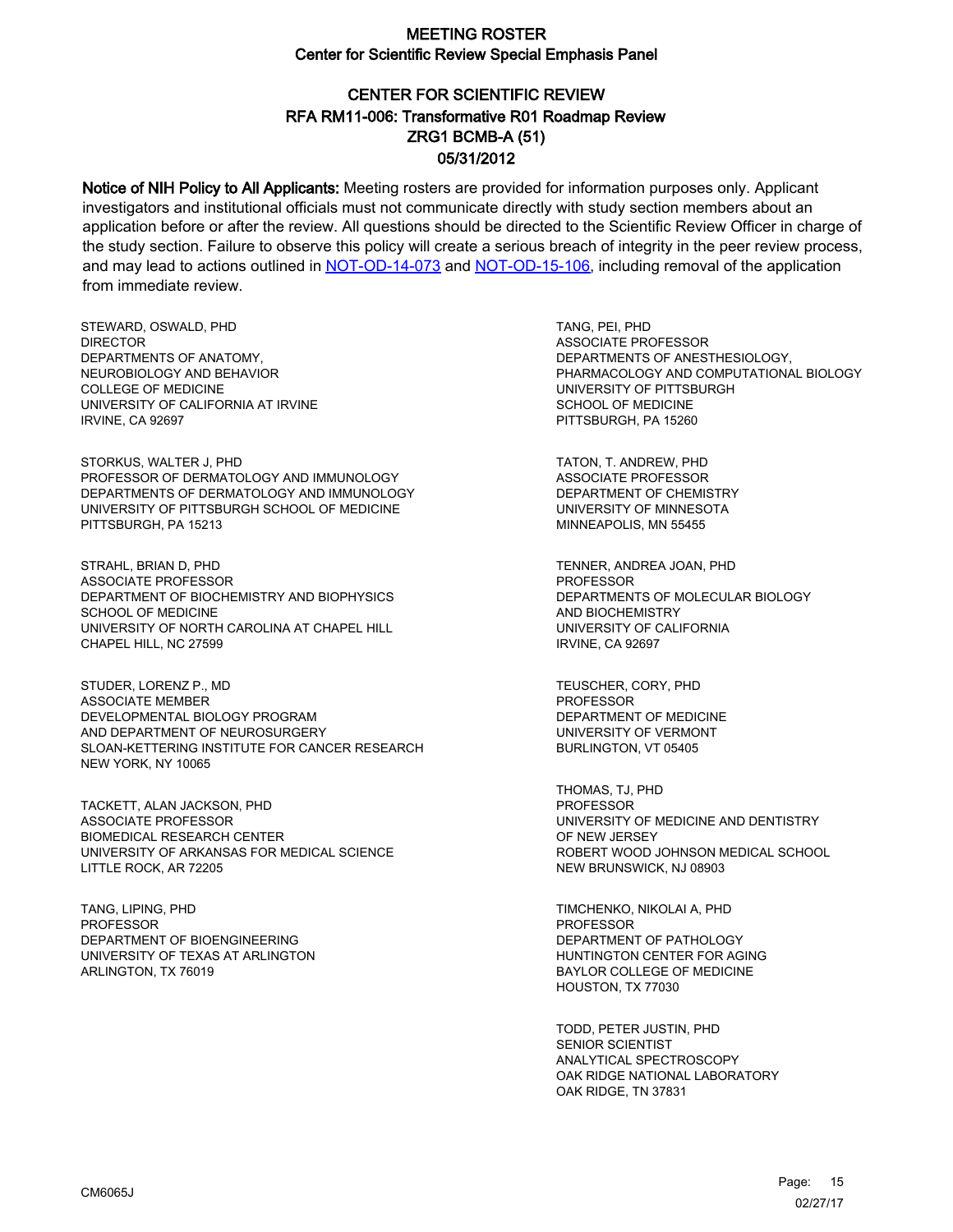# MEETING ROSTER

## Center for Scientific Review Special Emphasis Panel

### CENTER FOR SCIENTIFIC REVIEW
### RFA RM11-006: Transformative R01 Roadmap Review
### ZRG1 BCMB-A (51)
### 05/31/2012

**Notice of NIH Policy to All Applicants:** Meeting rosters are provided for information purposes only. Applicant investigators and institutional officials must not communicate directly with study section members about an application before or after the review. All questions should be directed to the Scientific Review Officer in charge of the study section. Failure to observe this policy will create a serious breach of integrity in the peer review process, and may lead to actions outlined in NOT-OD-14-073 and NOT-OD-15-106, including removal of the application from immediate review.

STEWARD, OSWALD, PHD
DIRECTOR
DEPARTMENTS OF ANATOMY,
NEUROBIOLOGY AND BEHAVIOR
COLLEGE OF MEDICINE
UNIVERSITY OF CALIFORNIA AT IRVINE
IRVINE, CA 92697

STORKUS, WALTER J, PHD
PROFESSOR OF DERMATOLOGY AND IMMUNOLOGY
DEPARTMENTS OF DERMATOLOGY AND IMMUNOLOGY
UNIVERSITY OF PITTSBURGH SCHOOL OF MEDICINE
PITTSBURGH, PA 15213

STRAHL, BRIAN D, PHD
ASSOCIATE PROFESSOR
DEPARTMENT OF BIOCHEMISTRY AND BIOPHYSICS
SCHOOL OF MEDICINE
UNIVERSITY OF NORTH CAROLINA AT CHAPEL HILL
CHAPEL HILL, NC 27599

STUDER, LORENZ P., MD
ASSOCIATE MEMBER
DEVELOPMENTAL BIOLOGY PROGRAM
AND DEPARTMENT OF NEUROSURGERY
SLOAN-KETTERING INSTITUTE FOR CANCER RESEARCH
NEW YORK, NY 10065

TACKETT, ALAN JACKSON, PHD
ASSOCIATE PROFESSOR
BIOMEDICAL RESEARCH CENTER
UNIVERSITY OF ARKANSAS FOR MEDICAL SCIENCE
LITTLE ROCK, AR 72205

TANG, LIPING, PHD
PROFESSOR
DEPARTMENT OF BIOENGINEERING
UNIVERSITY OF TEXAS AT ARLINGTON
ARLINGTON, TX 76019

TANG, PEI, PHD
ASSOCIATE PROFESSOR
DEPARTMENTS OF ANESTHESIOLOGY,
PHARMACOLOGY AND COMPUTATIONAL BIOLOGY
UNIVERSITY OF PITTSBURGH
SCHOOL OF MEDICINE
PITTSBURGH, PA 15260

TATON, T. ANDREW, PHD
ASSOCIATE PROFESSOR
DEPARTMENT OF CHEMISTRY
UNIVERSITY OF MINNESOTA
MINNEAPOLIS, MN 55455

TENNER, ANDREA JOAN, PHD
PROFESSOR
DEPARTMENTS OF MOLECULAR BIOLOGY
AND BIOCHEMISTRY
UNIVERSITY OF CALIFORNIA
IRVINE, CA 92697

TEUSCHER, CORY, PHD
PROFESSOR
DEPARTMENT OF MEDICINE
UNIVERSITY OF VERMONT
BURLINGTON, VT 05405

THOMAS, TJ, PHD
PROFESSOR
UNIVERSITY OF MEDICINE AND DENTISTRY
OF NEW JERSEY
ROBERT WOOD JOHNSON MEDICAL SCHOOL
NEW BRUNSWICK, NJ 08903

TIMCHENKO, NIKOLAI A, PHD
PROFESSOR
DEPARTMENT OF PATHOLOGY
HUNTINGTON CENTER FOR AGING
BAYLOR COLLEGE OF MEDICINE
HOUSTON, TX 77030

TODD, PETER JUSTIN, PHD
SENIOR SCIENTIST
ANALYTICAL SPECTROSCOPY
OAK RIDGE NATIONAL LABORATORY
OAK RIDGE, TN 37831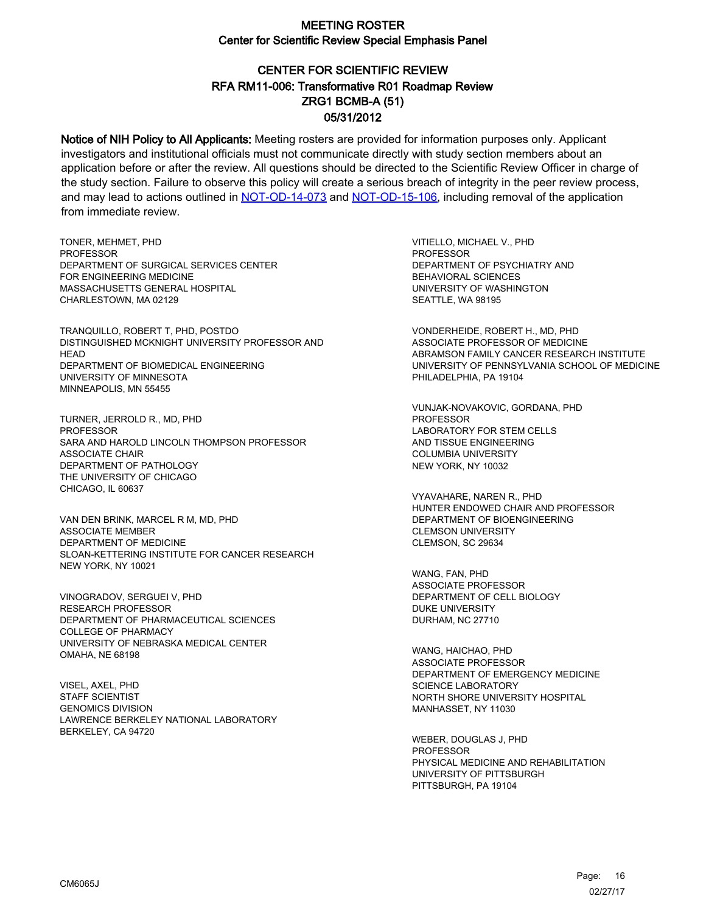# MEETING ROSTER
## Center for Scientific Review Special Emphasis Panel

## CENTER FOR SCIENTIFIC REVIEW
## RFA RM11-006: Transformative R01 Roadmap Review
## ZRG1 BCMB-A (51)
## 05/31/2012

**Notice of NIH Policy to All Applicants:** Meeting rosters are provided for information purposes only. Applicant investigators and institutional officials must not communicate directly with study section members about an application before or after the review. All questions should be directed to the Scientific Review Officer in charge of the study section. Failure to observe this policy will create a serious breach of integrity in the peer review process, and may lead to actions outlined in NOT-OD-14-073 and NOT-OD-15-106, including removal of the application from immediate review.

TONER, MEHMET, PHD
PROFESSOR
DEPARTMENT OF SURGICAL SERVICES CENTER
FOR ENGINEERING MEDICINE
MASSACHUSETTS GENERAL HOSPITAL
CHARLESTOWN, MA 02129

TRANQUILLO, ROBERT T, PHD, POSTDO
DISTINGUISHED MCKNIGHT UNIVERSITY PROFESSOR AND HEAD
DEPARTMENT OF BIOMEDICAL ENGINEERING
UNIVERSITY OF MINNESOTA
MINNEAPOLIS, MN 55455

TURNER, JERROLD R., MD, PHD
PROFESSOR
SARA AND HAROLD LINCOLN THOMPSON PROFESSOR
ASSOCIATE CHAIR
DEPARTMENT OF PATHOLOGY
THE UNIVERSITY OF CHICAGO
CHICAGO, IL 60637

VAN DEN BRINK, MARCEL R M, MD, PHD
ASSOCIATE MEMBER
DEPARTMENT OF MEDICINE
SLOAN-KETTERING INSTITUTE FOR CANCER RESEARCH
NEW YORK, NY 10021

VINOGRADOV, SERGUEI V, PHD
RESEARCH PROFESSOR
DEPARTMENT OF PHARMACEUTICAL SCIENCES
COLLEGE OF PHARMACY
UNIVERSITY OF NEBRASKA MEDICAL CENTER
OMAHA, NE 68198

VISEL, AXEL, PHD
STAFF SCIENTIST
GENOMICS DIVISION
LAWRENCE BERKELEY NATIONAL LABORATORY
BERKELEY, CA 94720

VITIELLO, MICHAEL V., PHD
PROFESSOR
DEPARTMENT OF PSYCHIATRY AND
BEHAVIORAL SCIENCES
UNIVERSITY OF WASHINGTON
SEATTLE, WA 98195

VONDERHEIDE, ROBERT H., MD, PHD
ASSOCIATE PROFESSOR OF MEDICINE
ABRAMSON FAMILY CANCER RESEARCH INSTITUTE
UNIVERSITY OF PENNSYLVANIA SCHOOL OF MEDICINE
PHILADELPHIA, PA 19104

VUNJAK-NOVAKOVIC, GORDANA, PHD
PROFESSOR
LABORATORY FOR STEM CELLS
AND TISSUE ENGINEERING
COLUMBIA UNIVERSITY
NEW YORK, NY 10032

VYAVAHARE, NAREN R., PHD
HUNTER ENDOWED CHAIR AND PROFESSOR
DEPARTMENT OF BIOENGINEERING
CLEMSON UNIVERSITY
CLEMSON, SC 29634

WANG, FAN, PHD
ASSOCIATE PROFESSOR
DEPARTMENT OF CELL BIOLOGY
DUKE UNIVERSITY
DURHAM, NC 27710

WANG, HAICHAO, PHD
ASSOCIATE PROFESSOR
DEPARTMENT OF EMERGENCY MEDICINE
SCIENCE LABORATORY
NORTH SHORE UNIVERSITY HOSPITAL
MANHASSET, NY 11030

WEBER, DOUGLAS J, PHD
PROFESSOR
PHYSICAL MEDICINE AND REHABILITATION
UNIVERSITY OF PITTSBURGH
PITTSBURGH, PA 19104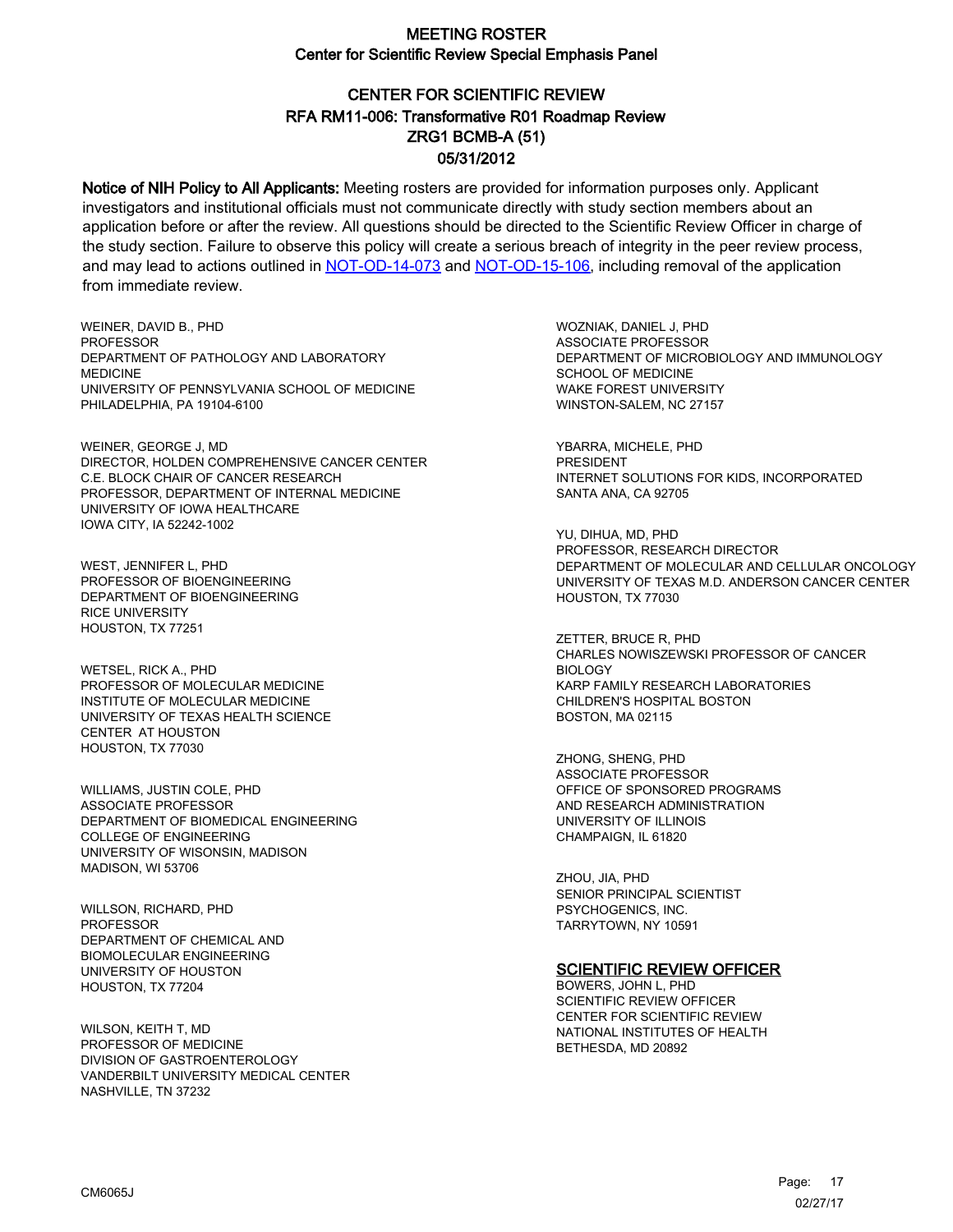# MEETING ROSTER

## Center for Scientific Review Special Emphasis Panel

## CENTER FOR SCIENTIFIC REVIEW
## RFA RM11-006: Transformative R01 Roadmap Review
## ZRG1 BCMB-A (51)
## 05/31/2012

**Notice of NIH Policy to All Applicants:** Meeting rosters are provided for information purposes only. Applicant investigators and institutional officials must not communicate directly with study section members about an application before or after the review. All questions should be directed to the Scientific Review Officer in charge of the study section. Failure to observe this policy will create a serious breach of integrity in the peer review process, and may lead to actions outlined in NOT-OD-14-073 and NOT-OD-15-106, including removal of the application from immediate review.

WEINER, DAVID B., PHD
PROFESSOR
DEPARTMENT OF PATHOLOGY AND LABORATORY MEDICINE
UNIVERSITY OF PENNSYLVANIA SCHOOL OF MEDICINE
PHILADELPHIA, PA 19104-6100

WEINER, GEORGE J, MD
DIRECTOR, HOLDEN COMPREHENSIVE CANCER CENTER
C.E. BLOCK CHAIR OF CANCER RESEARCH
PROFESSOR, DEPARTMENT OF INTERNAL MEDICINE
UNIVERSITY OF IOWA HEALTHCARE
IOWA CITY, IA 52242-1002

WEST, JENNIFER L, PHD
PROFESSOR OF BIOENGINEERING
DEPARTMENT OF BIOENGINEERING
RICE UNIVERSITY
HOUSTON, TX 77251

WETSEL, RICK A., PHD
PROFESSOR OF MOLECULAR MEDICINE
INSTITUTE OF MOLECULAR MEDICINE
UNIVERSITY OF TEXAS HEALTH SCIENCE CENTER AT HOUSTON
HOUSTON, TX 77030

WILLIAMS, JUSTIN COLE, PHD
ASSOCIATE PROFESSOR
DEPARTMENT OF BIOMEDICAL ENGINEERING
COLLEGE OF ENGINEERING
UNIVERSITY OF WISONSIN, MADISON
MADISON, WI 53706

WILLSON, RICHARD, PHD
PROFESSOR
DEPARTMENT OF CHEMICAL AND BIOMOLECULAR ENGINEERING
UNIVERSITY OF HOUSTON
HOUSTON, TX 77204

WILSON, KEITH T, MD
PROFESSOR OF MEDICINE
DIVISION OF GASTROENTEROLOGY
VANDERBILT UNIVERSITY MEDICAL CENTER
NASHVILLE, TN 37232

WOZNIAK, DANIEL J, PHD
ASSOCIATE PROFESSOR
DEPARTMENT OF MICROBIOLOGY AND IMMUNOLOGY
SCHOOL OF MEDICINE
WAKE FOREST UNIVERSITY
WINSTON-SALEM, NC 27157

YBARRA, MICHELE, PHD
PRESIDENT
INTERNET SOLUTIONS FOR KIDS, INCORPORATED
SANTA ANA, CA 92705

YU, DIHUA, MD, PHD
PROFESSOR, RESEARCH DIRECTOR
DEPARTMENT OF MOLECULAR AND CELLULAR ONCOLOGY
UNIVERSITY OF TEXAS M.D. ANDERSON CANCER CENTER
HOUSTON, TX 77030

ZETTER, BRUCE R, PHD
CHARLES NOWISZEWSKI PROFESSOR OF CANCER BIOLOGY
KARP FAMILY RESEARCH LABORATORIES
CHILDREN'S HOSPITAL BOSTON
BOSTON, MA 02115

ZHONG, SHENG, PHD
ASSOCIATE PROFESSOR
OFFICE OF SPONSORED PROGRAMS AND RESEARCH ADMINISTRATION
UNIVERSITY OF ILLINOIS
CHAMPAIGN, IL 61820

ZHOU, JIA, PHD
SENIOR PRINCIPAL SCIENTIST
PSYCHOGENICS, INC.
TARRYTOWN, NY 10591

### SCIENTIFIC REVIEW OFFICER

BOWERS, JOHN L, PHD
SCIENTIFIC REVIEW OFFICER
CENTER FOR SCIENTIFIC REVIEW
NATIONAL INSTITUTES OF HEALTH
BETHESDA, MD 20892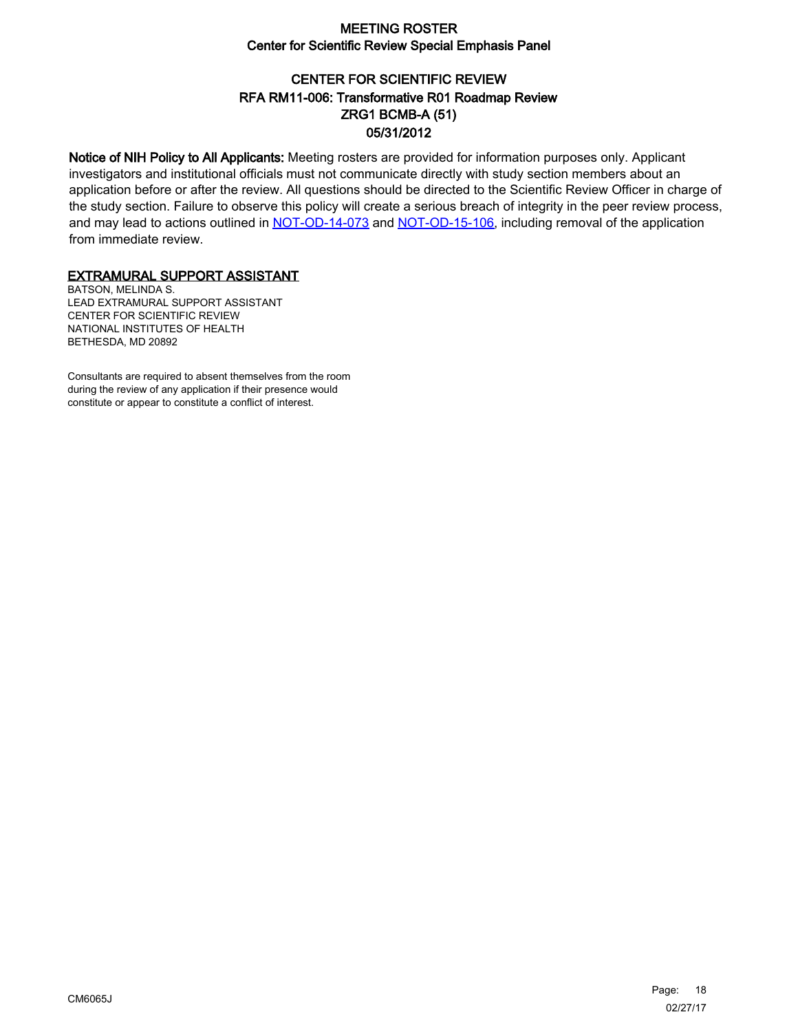# MEETING ROSTER

## Center for Scientific Review Special Emphasis Panel

## CENTER FOR SCIENTIFIC REVIEW
## RFA RM11-006: Transformative R01 Roadmap Review
## ZRG1 BCMB-A (51)
## 05/31/2012

**Notice of NIH Policy to All Applicants:** Meeting rosters are provided for information purposes only. Applicant investigators and institutional officials must not communicate directly with study section members about an application before or after the review. All questions should be directed to the Scientific Review Officer in charge of the study section. Failure to observe this policy will create a serious breach of integrity in the peer review process, and may lead to actions outlined in NOT-OD-14-073 and NOT-OD-15-106, including removal of the application from immediate review.

### EXTRAMURAL SUPPORT ASSISTANT

BATSON, MELINDA S.
LEAD EXTRAMURAL SUPPORT ASSISTANT
CENTER FOR SCIENTIFIC REVIEW
NATIONAL INSTITUTES OF HEALTH
BETHESDA, MD 20892

Consultants are required to absent themselves from the room during the review of any application if their presence would constitute or appear to constitute a conflict of interest.

CM6065J

02/27/17